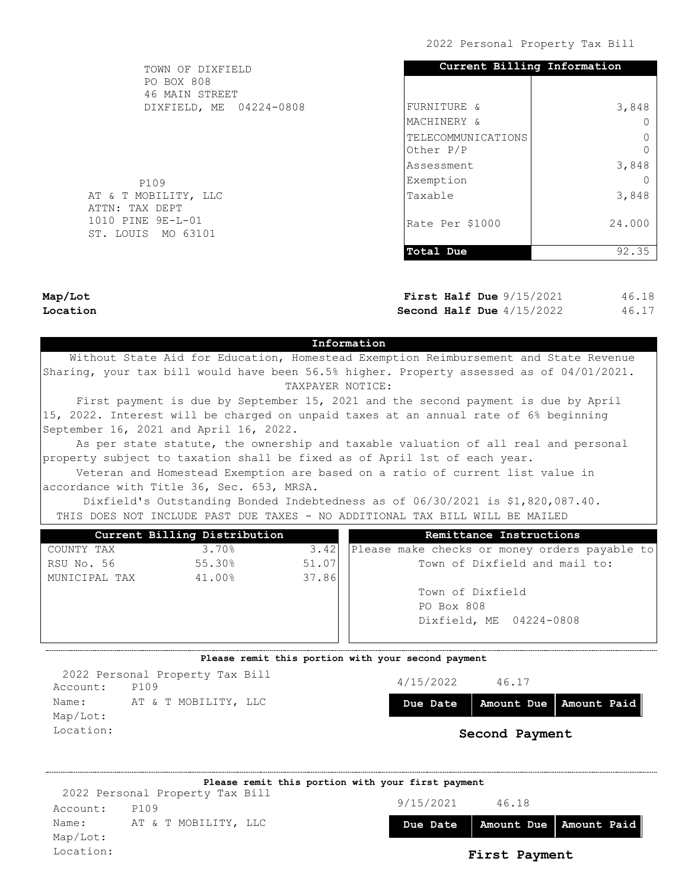2022 Personal Property Tax Bill

TOWN OF DIXFIELD
PO BOX 808
46 MAIN STREET
DIXFIELD, ME 04224-0808

| Current Billing Information | |
|---|---|
| FURNITURE & | 3,848 |
| MACHINERY & | 0 |
| TELECOMMUNICATIONS | 0 |
| Other P/P | 0 |
| Assessment | 3,848 |
| Exemption | 0 |
| Taxable | 3,848 |
| Rate Per $1000 | 24.000 |
| **Total Due** | 92.35 |

P109
AT & T MOBILITY, LLC
ATTN: TAX DEPT
1010 PINE 9E-L-01
ST. LOUIS MO 63101

**Map/Lot**
**Location**

**First Half Due** 9/15/2021 46.18
**Second Half Due** 4/15/2022 46.17

## Information

Without State Aid for Education, Homestead Exemption Reimbursement and State Revenue Sharing, your tax bill would have been 56.5% higher. Property assessed as of 04/01/2021.

TAXPAYER NOTICE:

First payment is due by September 15, 2021 and the second payment is due by April 15, 2022. Interest will be charged on unpaid taxes at an annual rate of 6% beginning September 16, 2021 and April 16, 2022.

As per state statute, the ownership and taxable valuation of all real and personal property subject to taxation shall be fixed as of April 1st of each year.

Veteran and Homestead Exemption are based on a ratio of current list value in accordance with Title 36, Sec. 653, MRSA.

Dixfield's Outstanding Bonded Indebtedness as of 06/30/2021 is $1,820,087.40.

THIS DOES NOT INCLUDE PAST DUE TAXES - NO ADDITIONAL TAX BILL WILL BE MAILED

| Current Billing Distribution | | |
|---|---|---|
| COUNTY TAX | 3.70% | 3.42 |
| RSU No. 56 | 55.30% | 51.07 |
| MUNICIPAL TAX | 41.00% | 37.86 |

**Remittance Instructions**

Please make checks or money orders payable to Town of Dixfield and mail to:

Town of Dixfield
PO Box 808
Dixfield, ME 04224-0808

---

**Please remit this portion with your second payment**

2022 Personal Property Tax Bill
Account: P109
Name: AT & T MOBILITY, LLC
Map/Lot:
Location:

| Due Date | Amount Due | Amount Paid |
|---|---|---|
| 4/15/2022 | 46.17 | |

**Second Payment**

---

**Please remit this portion with your first payment**

2022 Personal Property Tax Bill
Account: P109
Name: AT & T MOBILITY, LLC
Map/Lot:
Location:

| Due Date | Amount Due | Amount Paid |
|---|---|---|
| 9/15/2021 | 46.18 | |

**First Payment**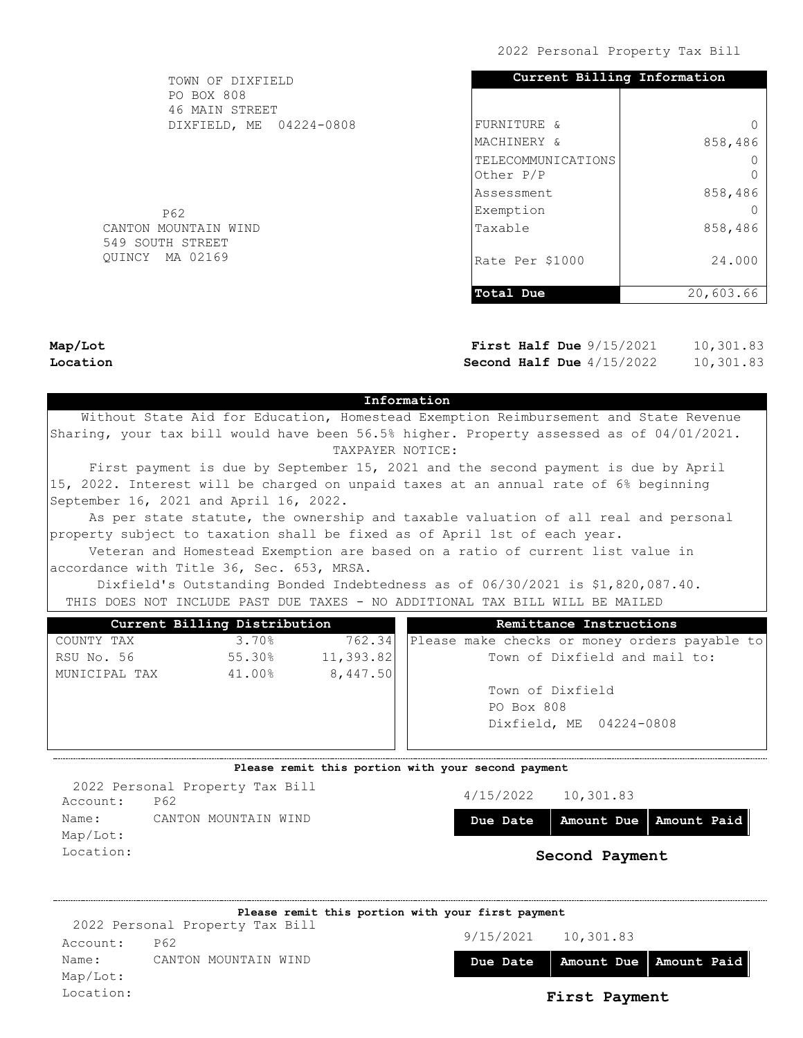2022 Personal Property Tax Bill

TOWN OF DIXFIELD
PO BOX 808
46 MAIN STREET
DIXFIELD, ME 04224-0808

P62
CANTON MOUNTAIN WIND
549 SOUTH STREET
QUINCY MA 02169

| Current Billing Information | |
|---|---|
| FURNITURE & | 0 |
| MACHINERY & | 858,486 |
| TELECOMMUNICATIONS | 0 |
| Other P/P | 0 |
| Assessment | 858,486 |
| Exemption | 0 |
| Taxable | 858,486 |
| Rate Per $1000 | 24.000 |
| **Total Due** | 20,603.66 |

**Map/Lot**
**Location**

**First Half Due** 9/15/2021 10,301.83
**Second Half Due** 4/15/2022 10,301.83

## Information

Without State Aid for Education, Homestead Exemption Reimbursement and State Revenue Sharing, your tax bill would have been 56.5% higher. Property assessed as of 04/01/2021.

TAXPAYER NOTICE:

First payment is due by September 15, 2021 and the second payment is due by April 15, 2022. Interest will be charged on unpaid taxes at an annual rate of 6% beginning September 16, 2021 and April 16, 2022.

As per state statute, the ownership and taxable valuation of all real and personal property subject to taxation shall be fixed as of April 1st of each year.

Veteran and Homestead Exemption are based on a ratio of current list value in accordance with Title 36, Sec. 653, MRSA.

Dixfield's Outstanding Bonded Indebtedness as of 06/30/2021 is $1,820,087.40.

THIS DOES NOT INCLUDE PAST DUE TAXES - NO ADDITIONAL TAX BILL WILL BE MAILED

| Current Billing Distribution | | |
|---|---|---|
| COUNTY TAX | 3.70% | 762.34 |
| RSU No. 56 | 55.30% | 11,393.82 |
| MUNICIPAL TAX | 41.00% | 8,447.50 |

**Remittance Instructions**

Please make checks or money orders payable to Town of Dixfield and mail to:

Town of Dixfield
PO Box 808
Dixfield, ME 04224-0808

---

**Please remit this portion with your second payment**

2022 Personal Property Tax Bill
Account: P62
Name: CANTON MOUNTAIN WIND
Map/Lot:
Location:

| Due Date | Amount Due | Amount Paid |
|---|---|---|
| 4/15/2022 | 10,301.83 | |

**Second Payment**

---

**Please remit this portion with your first payment**

2022 Personal Property Tax Bill
Account: P62
Name: CANTON MOUNTAIN WIND
Map/Lot:
Location:

| Due Date | Amount Due | Amount Paid |
|---|---|---|
| 9/15/2021 | 10,301.83 | |

**First Payment**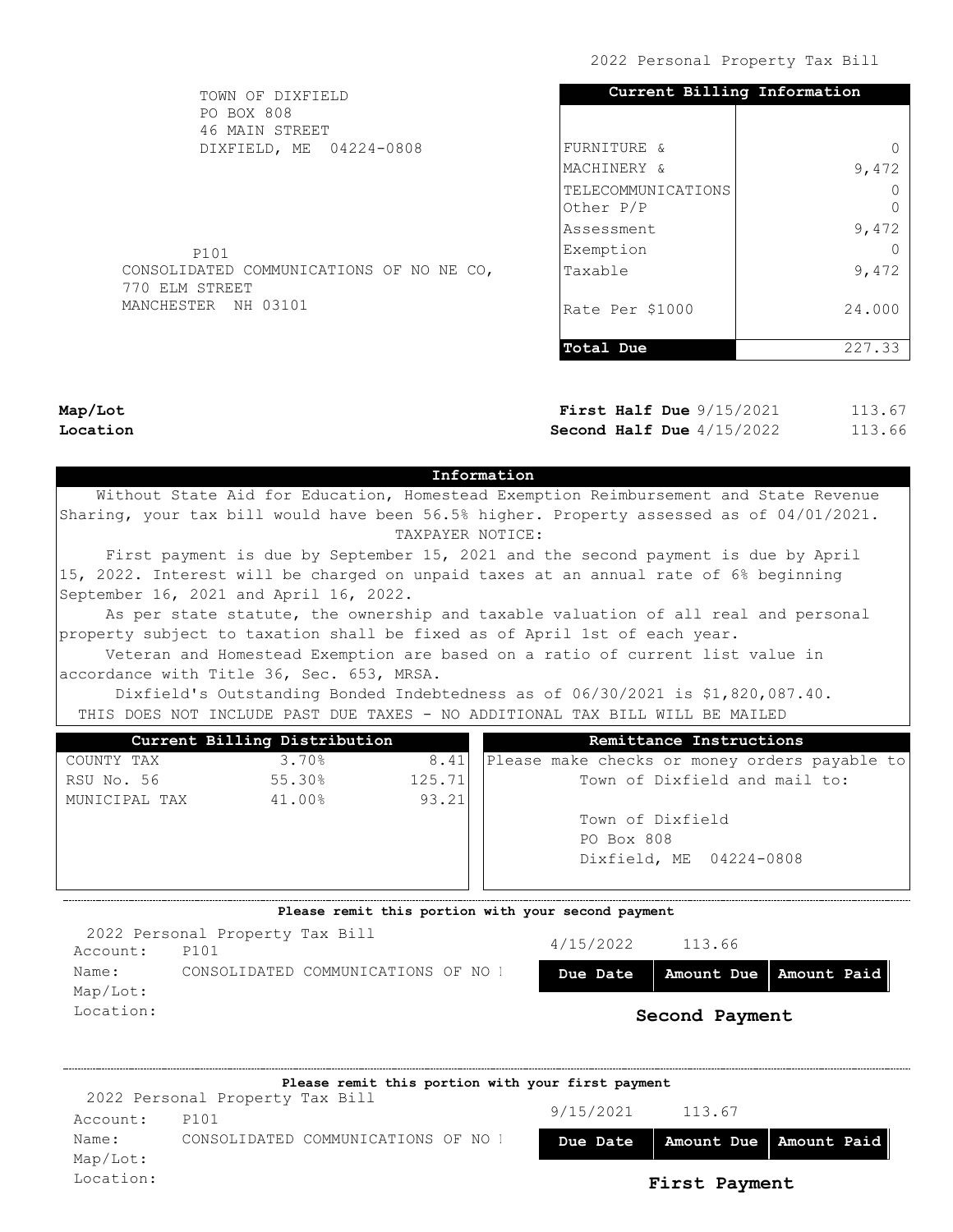2022 Personal Property Tax Bill

TOWN OF DIXFIELD
PO BOX 808
46 MAIN STREET
DIXFIELD, ME 04224-0808

P101
CONSOLIDATED COMMUNICATIONS OF NO NE CO,
770 ELM STREET
MANCHESTER NH 03101

| Current Billing Information | |
|---|---|
| FURNITURE & | 0 |
| MACHINERY & | 9,472 |
| TELECOMMUNICATIONS | 0 |
| Other P/P | 0 |
| Assessment | 9,472 |
| Exemption | 0 |
| Taxable | 9,472 |
| Rate Per $1000 | 24.000 |
| **Total Due** | 227.33 |

**Map/Lot**

**Location**

| | | |
|---|---|---|
| **First Half Due** | 9/15/2021 | 113.67 |
| **Second Half Due** | 4/15/2022 | 113.66 |

**Information**

Without State Aid for Education, Homestead Exemption Reimbursement and State Revenue Sharing, your tax bill would have been 56.5% higher. Property assessed as of 04/01/2021.

TAXPAYER NOTICE:

First payment is due by September 15, 2021 and the second payment is due by April 15, 2022. Interest will be charged on unpaid taxes at an annual rate of 6% beginning September 16, 2021 and April 16, 2022.

As per state statute, the ownership and taxable valuation of all real and personal property subject to taxation shall be fixed as of April 1st of each year.

Veteran and Homestead Exemption are based on a ratio of current list value in accordance with Title 36, Sec. 653, MRSA.

Dixfield's Outstanding Bonded Indebtedness as of 06/30/2021 is $1,820,087.40.

THIS DOES NOT INCLUDE PAST DUE TAXES - NO ADDITIONAL TAX BILL WILL BE MAILED

| Current Billing Distribution | | |
|---|---|---|
| COUNTY TAX | 3.70% | 8.41 |
| RSU No. 56 | 55.30% | 125.71 |
| MUNICIPAL TAX | 41.00% | 93.21 |

**Remittance Instructions**

Please make checks or money orders payable to Town of Dixfield and mail to:

Town of Dixfield
PO Box 808
Dixfield, ME 04224-0808

---

**Please remit this portion with your second payment**

2022 Personal Property Tax Bill
Account: P101
Name: CONSOLIDATED COMMUNICATIONS OF NO I
Map/Lot:
Location:

| Due Date | Amount Due | Amount Paid |
|---|---|---|
| 4/15/2022 | 113.66 | |

**Second Payment**

---

**Please remit this portion with your first payment**

2022 Personal Property Tax Bill
Account: P101
Name: CONSOLIDATED COMMUNICATIONS OF NO I
Map/Lot:
Location:

| Due Date | Amount Due | Amount Paid |
|---|---|---|
| 9/15/2021 | 113.67 | |

**First Payment**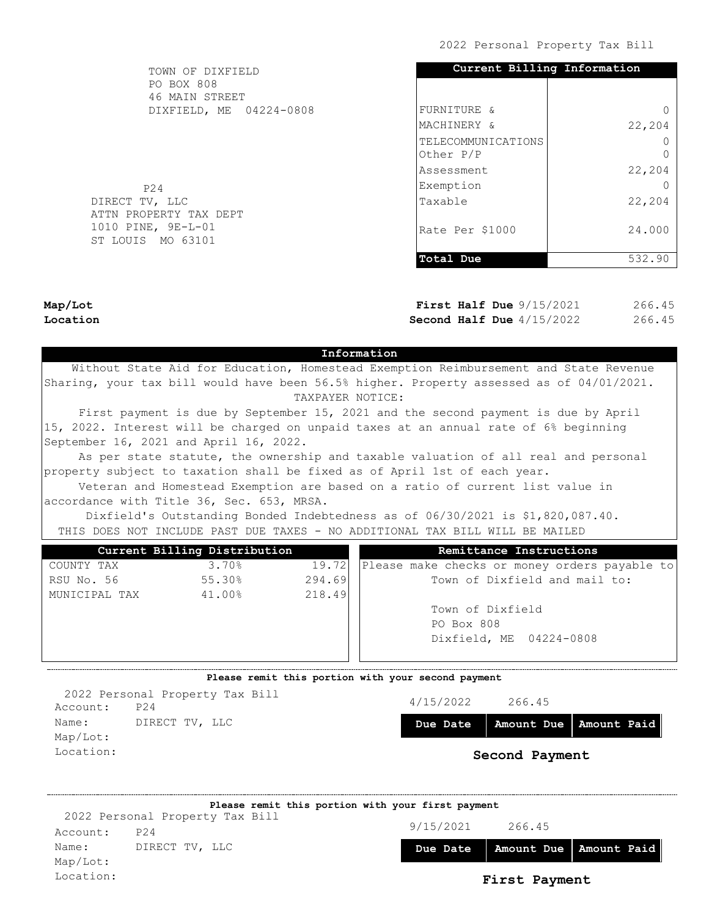2022 Personal Property Tax Bill

TOWN OF DIXFIELD
PO BOX 808
46 MAIN STREET
DIXFIELD, ME 04224-0808

P24
DIRECT TV, LLC
ATTN PROPERTY TAX DEPT
1010 PINE, 9E-L-01
ST LOUIS MO 63101

| Current Billing Information | |
|---|---|
| FURNITURE & | 0 |
| MACHINERY & | 22,204 |
| TELECOMMUNICATIONS | 0 |
| Other P/P | 0 |
| Assessment | 22,204 |
| Exemption | 0 |
| Taxable | 22,204 |
| Rate Per $1000 | 24.000 |
| **Total Due** | 532.90 |

**Map/Lot**
**Location**

**First Half Due** 9/15/2021 266.45
**Second Half Due** 4/15/2022 266.45

## Information

Without State Aid for Education, Homestead Exemption Reimbursement and State Revenue Sharing, your tax bill would have been 56.5% higher. Property assessed as of 04/01/2021.

TAXPAYER NOTICE:

First payment is due by September 15, 2021 and the second payment is due by April 15, 2022. Interest will be charged on unpaid taxes at an annual rate of 6% beginning September 16, 2021 and April 16, 2022.

As per state statute, the ownership and taxable valuation of all real and personal property subject to taxation shall be fixed as of April 1st of each year.

Veteran and Homestead Exemption are based on a ratio of current list value in accordance with Title 36, Sec. 653, MRSA.

Dixfield's Outstanding Bonded Indebtedness as of 06/30/2021 is $1,820,087.40.

THIS DOES NOT INCLUDE PAST DUE TAXES - NO ADDITIONAL TAX BILL WILL BE MAILED

| Current Billing Distribution | | |
|---|---|---|
| COUNTY TAX | 3.70% | 19.72 |
| RSU No. 56 | 55.30% | 294.69 |
| MUNICIPAL TAX | 41.00% | 218.49 |

**Remittance Instructions**

Please make checks or money orders payable to Town of Dixfield and mail to:

Town of Dixfield
PO Box 808
Dixfield, ME 04224-0808

---

**Please remit this portion with your second payment**

2022 Personal Property Tax Bill
Account: P24
Name: DIRECT TV, LLC
Map/Lot:
Location:

| Due Date | Amount Due | Amount Paid |
|---|---|---|
| 4/15/2022 | 266.45 | |

**Second Payment**

---

**Please remit this portion with your first payment**

2022 Personal Property Tax Bill
Account: P24
Name: DIRECT TV, LLC
Map/Lot:
Location:

| Due Date | Amount Due | Amount Paid |
|---|---|---|
| 9/15/2021 | 266.45 | |

**First Payment**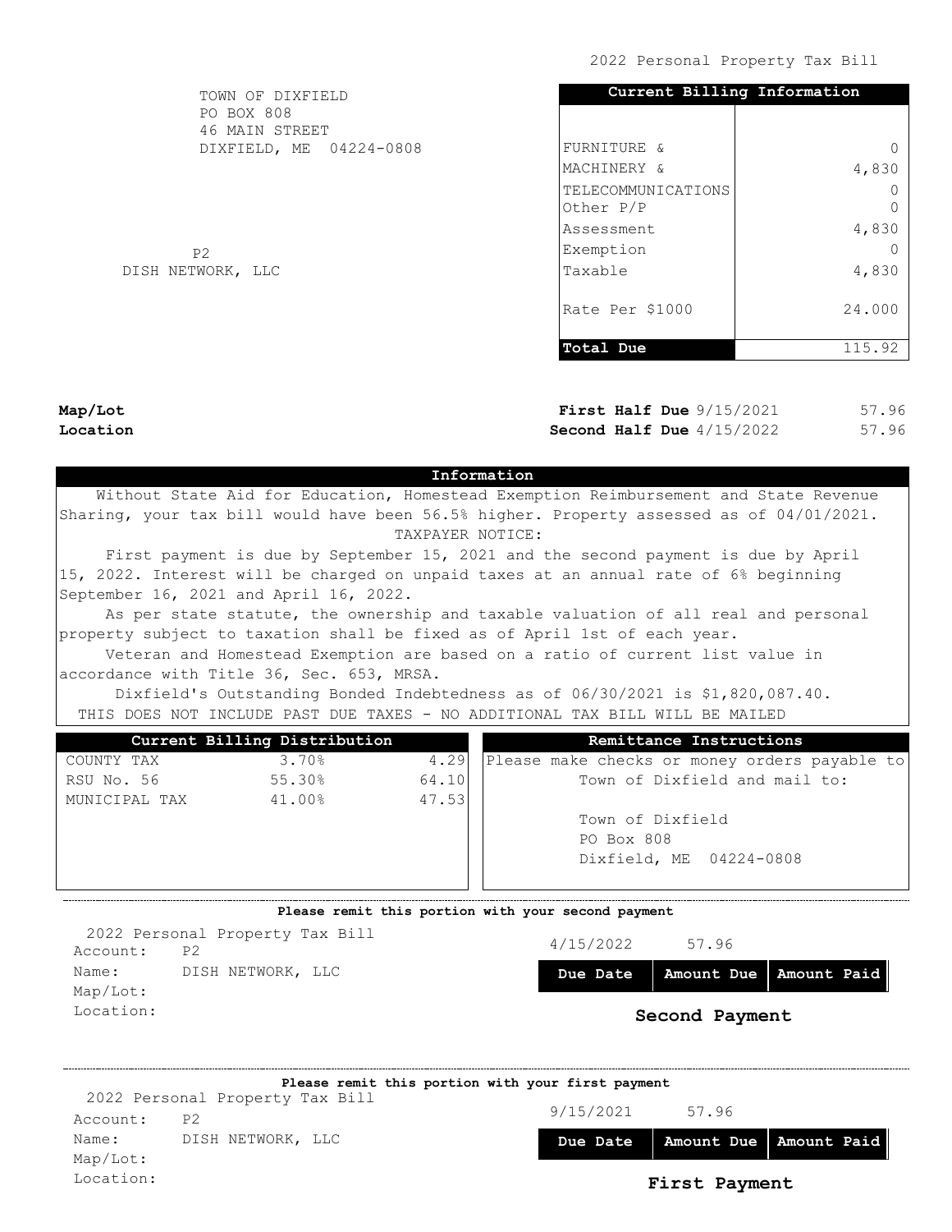2022 Personal Property Tax Bill

TOWN OF DIXFIELD
PO BOX 808
46 MAIN STREET
DIXFIELD, ME 04224-0808

P2
DISH NETWORK, LLC

| Current Billing Information | |
|---|---|
| FURNITURE & | 0 |
| MACHINERY & | 4,830 |
| TELECOMMUNICATIONS | 0 |
| Other P/P | 0 |
| Assessment | 4,830 |
| Exemption | 0 |
| Taxable | 4,830 |
| Rate Per $1000 | 24.000 |
| **Total Due** | 115.92 |

**Map/Lot**
**Location**

**First Half Due** 9/15/2021 57.96
**Second Half Due** 4/15/2022 57.96

## Information

Without State Aid for Education, Homestead Exemption Reimbursement and State Revenue Sharing, your tax bill would have been 56.5% higher. Property assessed as of 04/01/2021.

TAXPAYER NOTICE:

First payment is due by September 15, 2021 and the second payment is due by April 15, 2022. Interest will be charged on unpaid taxes at an annual rate of 6% beginning September 16, 2021 and April 16, 2022.

As per state statute, the ownership and taxable valuation of all real and personal property subject to taxation shall be fixed as of April 1st of each year.

Veteran and Homestead Exemption are based on a ratio of current list value in accordance with Title 36, Sec. 653, MRSA.

Dixfield's Outstanding Bonded Indebtedness as of 06/30/2021 is $1,820,087.40.

THIS DOES NOT INCLUDE PAST DUE TAXES - NO ADDITIONAL TAX BILL WILL BE MAILED

| Current Billing Distribution | | |
|---|---|---|
| COUNTY TAX | 3.70% | 4.29 |
| RSU No. 56 | 55.30% | 64.10 |
| MUNICIPAL TAX | 41.00% | 47.53 |

**Remittance Instructions**

Please make checks or money orders payable to Town of Dixfield and mail to:

Town of Dixfield
PO Box 808
Dixfield, ME 04224-0808

---

**Please remit this portion with your second payment**

2022 Personal Property Tax Bill
Account: P2
Name: DISH NETWORK, LLC
Map/Lot:
Location:

| Due Date | Amount Due | Amount Paid |
|---|---|---|
| 4/15/2022 | 57.96 | |

**Second Payment**

---

**Please remit this portion with your first payment**

2022 Personal Property Tax Bill
Account: P2
Name: DISH NETWORK, LLC
Map/Lot:
Location:

| Due Date | Amount Due | Amount Paid |
|---|---|---|
| 9/15/2021 | 57.96 | |

**First Payment**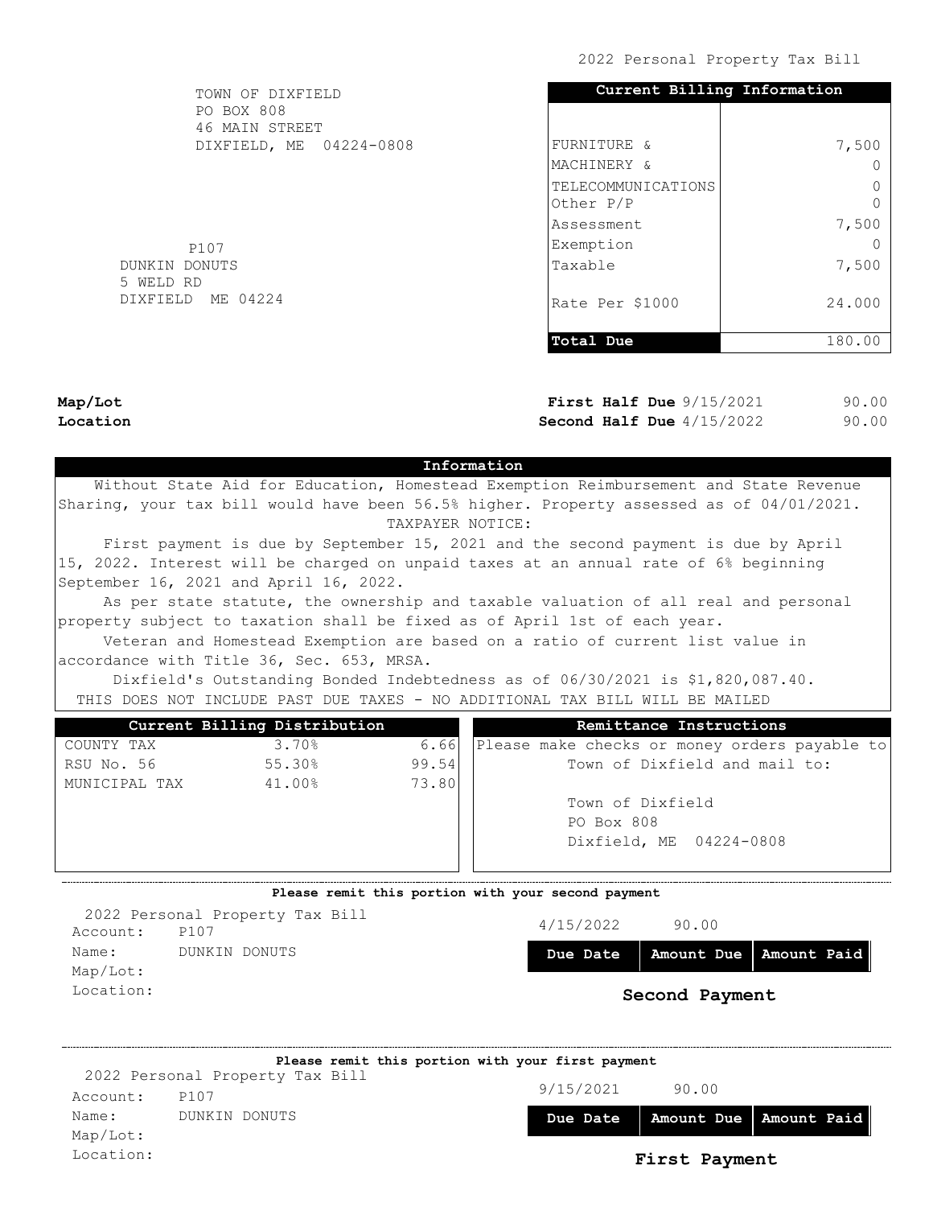2022 Personal Property Tax Bill

TOWN OF DIXFIELD
PO BOX 808
46 MAIN STREET
DIXFIELD, ME 04224-0808

P107
DUNKIN DONUTS
5 WELD RD
DIXFIELD ME 04224

| Current Billing Information | |
|---|---|
| FURNITURE & | 7,500 |
| MACHINERY & | 0 |
| TELECOMMUNICATIONS | 0 |
| Other P/P | 0 |
| Assessment | 7,500 |
| Exemption | 0 |
| Taxable | 7,500 |
| Rate Per $1000 | 24.000 |
| **Total Due** | 180.00 |

**Map/Lot**
**Location**

**First Half Due** 9/15/2021 90.00
**Second Half Due** 4/15/2022 90.00

## Information

Without State Aid for Education, Homestead Exemption Reimbursement and State Revenue Sharing, your tax bill would have been 56.5% higher. Property assessed as of 04/01/2021.

TAXPAYER NOTICE:

First payment is due by September 15, 2021 and the second payment is due by April 15, 2022. Interest will be charged on unpaid taxes at an annual rate of 6% beginning September 16, 2021 and April 16, 2022.

As per state statute, the ownership and taxable valuation of all real and personal property subject to taxation shall be fixed as of April 1st of each year.

Veteran and Homestead Exemption are based on a ratio of current list value in accordance with Title 36, Sec. 653, MRSA.

Dixfield's Outstanding Bonded Indebtedness as of 06/30/2021 is $1,820,087.40.

THIS DOES NOT INCLUDE PAST DUE TAXES - NO ADDITIONAL TAX BILL WILL BE MAILED

| Current Billing Distribution | | |
|---|---|---|
| COUNTY TAX | 3.70% | 6.66 |
| RSU No. 56 | 55.30% | 99.54 |
| MUNICIPAL TAX | 41.00% | 73.80 |

**Remittance Instructions**

Please make checks or money orders payable to Town of Dixfield and mail to:

Town of Dixfield
PO Box 808
Dixfield, ME 04224-0808

---

**Please remit this portion with your second payment**

2022 Personal Property Tax Bill
Account: P107
Name: DUNKIN DONUTS
Map/Lot:
Location:

| Due Date | Amount Due | Amount Paid |
|---|---|---|
| 4/15/2022 | 90.00 | |

**Second Payment**

---

**Please remit this portion with your first payment**

2022 Personal Property Tax Bill
Account: P107
Name: DUNKIN DONUTS
Map/Lot:
Location:

| Due Date | Amount Due | Amount Paid |
|---|---|---|
| 9/15/2021 | 90.00 | |

**First Payment**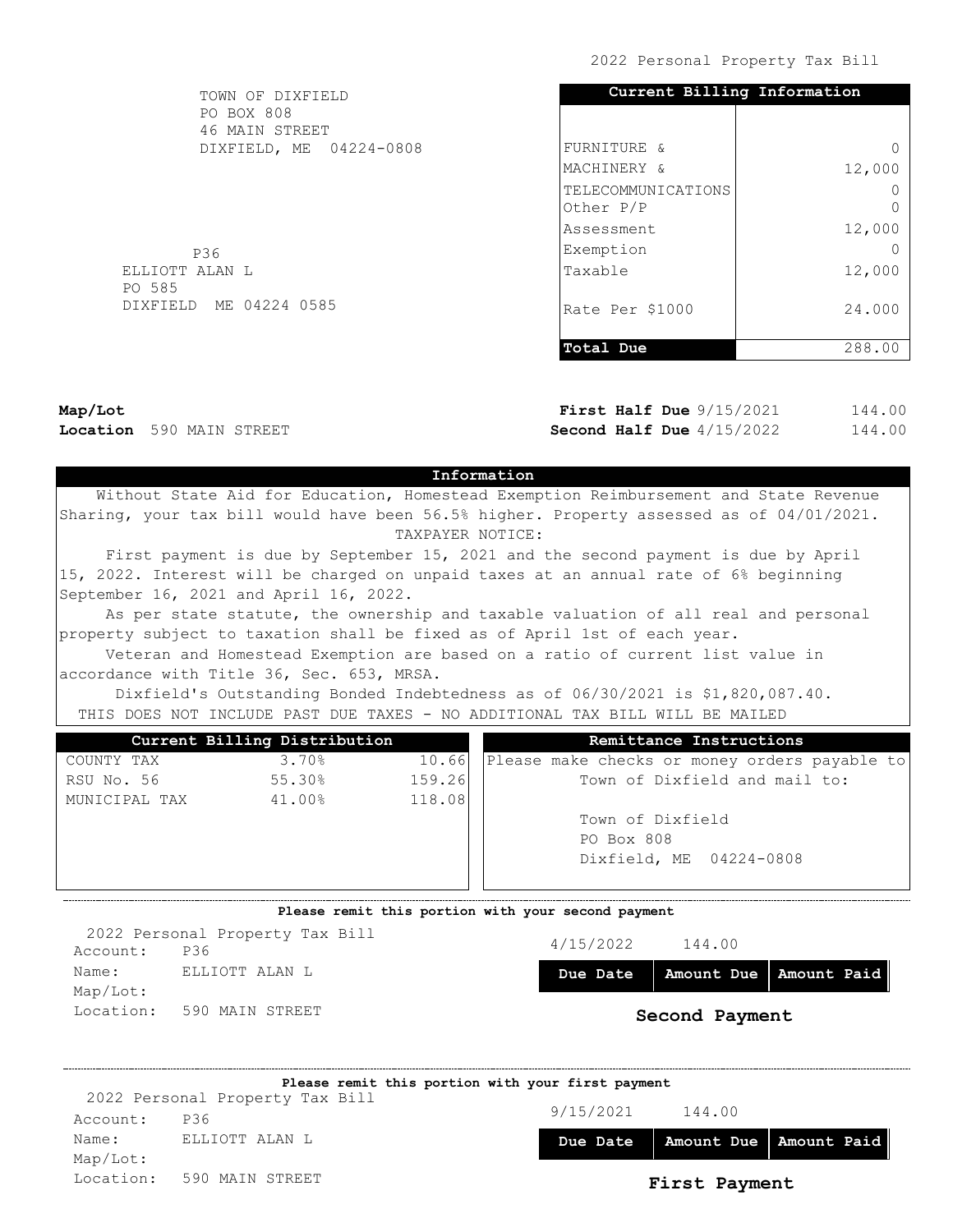2022 Personal Property Tax Bill

TOWN OF DIXFIELD
PO BOX 808
46 MAIN STREET
DIXFIELD, ME 04224-0808

P36
ELLIOTT ALAN L
PO 585
DIXFIELD ME 04224 0585

| Current Billing Information | |
|---|---|
| FURNITURE & | 0 |
| MACHINERY & | 12,000 |
| TELECOMMUNICATIONS | 0 |
| Other P/P | 0 |
| Assessment | 12,000 |
| Exemption | 0 |
| Taxable | 12,000 |
| Rate Per $1000 | 24.000 |
| **Total Due** | 288.00 |

**Map/Lot**
**Location** 590 MAIN STREET

**First Half Due** 9/15/2021 144.00
**Second Half Due** 4/15/2022 144.00

## Information

Without State Aid for Education, Homestead Exemption Reimbursement and State Revenue Sharing, your tax bill would have been 56.5% higher. Property assessed as of 04/01/2021.

TAXPAYER NOTICE:

First payment is due by September 15, 2021 and the second payment is due by April 15, 2022. Interest will be charged on unpaid taxes at an annual rate of 6% beginning September 16, 2021 and April 16, 2022.

As per state statute, the ownership and taxable valuation of all real and personal property subject to taxation shall be fixed as of April 1st of each year.

Veteran and Homestead Exemption are based on a ratio of current list value in accordance with Title 36, Sec. 653, MRSA.

Dixfield's Outstanding Bonded Indebtedness as of 06/30/2021 is $1,820,087.40.

THIS DOES NOT INCLUDE PAST DUE TAXES - NO ADDITIONAL TAX BILL WILL BE MAILED

| Current Billing Distribution | | |
|---|---|---|
| COUNTY TAX | 3.70% | 10.66 |
| RSU No. 56 | 55.30% | 159.26 |
| MUNICIPAL TAX | 41.00% | 118.08 |

**Remittance Instructions**

Please make checks or money orders payable to Town of Dixfield and mail to:

Town of Dixfield
PO Box 808
Dixfield, ME 04224-0808

---

**Please remit this portion with your second payment**

2022 Personal Property Tax Bill
Account: P36
Name: ELLIOTT ALAN L
Map/Lot:
Location: 590 MAIN STREET

| Due Date | Amount Due | Amount Paid |
|---|---|---|
| 4/15/2022 | 144.00 | |

**Second Payment**

---

**Please remit this portion with your first payment**

2022 Personal Property Tax Bill
Account: P36
Name: ELLIOTT ALAN L
Map/Lot:
Location: 590 MAIN STREET

| Due Date | Amount Due | Amount Paid |
|---|---|---|
| 9/15/2021 | 144.00 | |

**First Payment**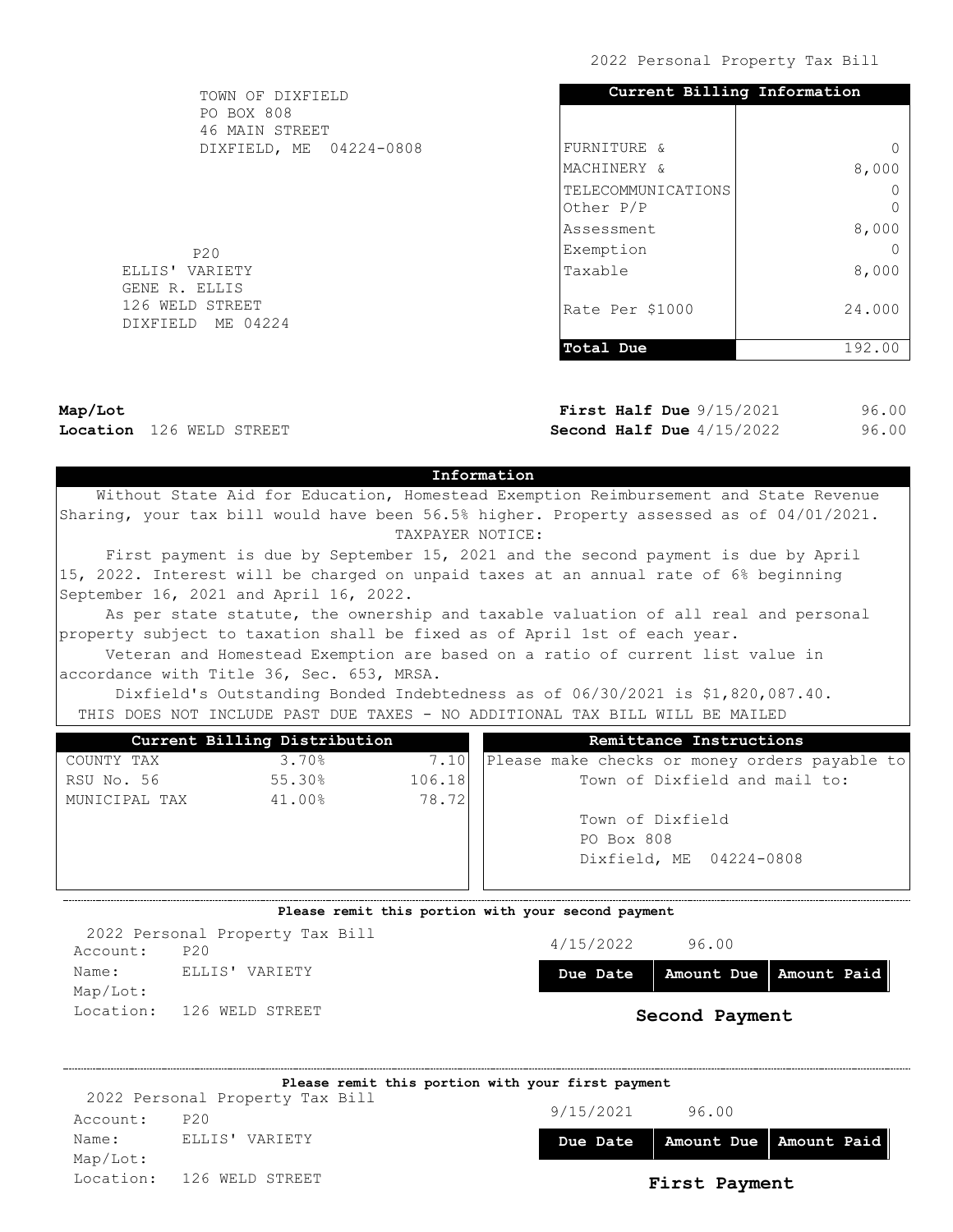2022 Personal Property Tax Bill

TOWN OF DIXFIELD
PO BOX 808
46 MAIN STREET
DIXFIELD, ME 04224-0808

P20
ELLIS' VARIETY
GENE R. ELLIS
126 WELD STREET
DIXFIELD ME 04224

| Current Billing Information | |
|---|---|
| FURNITURE & | 0 |
| MACHINERY & | 8,000 |
| TELECOMMUNICATIONS | 0 |
| Other P/P | 0 |
| Assessment | 8,000 |
| Exemption | 0 |
| Taxable | 8,000 |
| Rate Per $1000 | 24.000 |
| **Total Due** | 192.00 |

**Map/Lot**
**Location** 126 WELD STREET

**First Half Due** 9/15/2021 96.00
**Second Half Due** 4/15/2022 96.00

## Information

Without State Aid for Education, Homestead Exemption Reimbursement and State Revenue Sharing, your tax bill would have been 56.5% higher. Property assessed as of 04/01/2021.

TAXPAYER NOTICE:

First payment is due by September 15, 2021 and the second payment is due by April 15, 2022. Interest will be charged on unpaid taxes at an annual rate of 6% beginning September 16, 2021 and April 16, 2022.

As per state statute, the ownership and taxable valuation of all real and personal property subject to taxation shall be fixed as of April 1st of each year.

Veteran and Homestead Exemption are based on a ratio of current list value in accordance with Title 36, Sec. 653, MRSA.

Dixfield's Outstanding Bonded Indebtedness as of 06/30/2021 is $1,820,087.40.

THIS DOES NOT INCLUDE PAST DUE TAXES - NO ADDITIONAL TAX BILL WILL BE MAILED

| Current Billing Distribution | | |
|---|---|---|
| COUNTY TAX | 3.70% | 7.10 |
| RSU No. 56 | 55.30% | 106.18 |
| MUNICIPAL TAX | 41.00% | 78.72 |

**Remittance Instructions**

Please make checks or money orders payable to Town of Dixfield and mail to:

Town of Dixfield
PO Box 808
Dixfield, ME 04224-0808

---

**Please remit this portion with your second payment**

2022 Personal Property Tax Bill
Account: P20
Name: ELLIS' VARIETY
Map/Lot:
Location: 126 WELD STREET

| Due Date | Amount Due | Amount Paid |
|---|---|---|
| 4/15/2022 | 96.00 | |

**Second Payment**

---

**Please remit this portion with your first payment**

2022 Personal Property Tax Bill
Account: P20
Name: ELLIS' VARIETY
Map/Lot:
Location: 126 WELD STREET

| Due Date | Amount Due | Amount Paid |
|---|---|---|
| 9/15/2021 | 96.00 | |

**First Payment**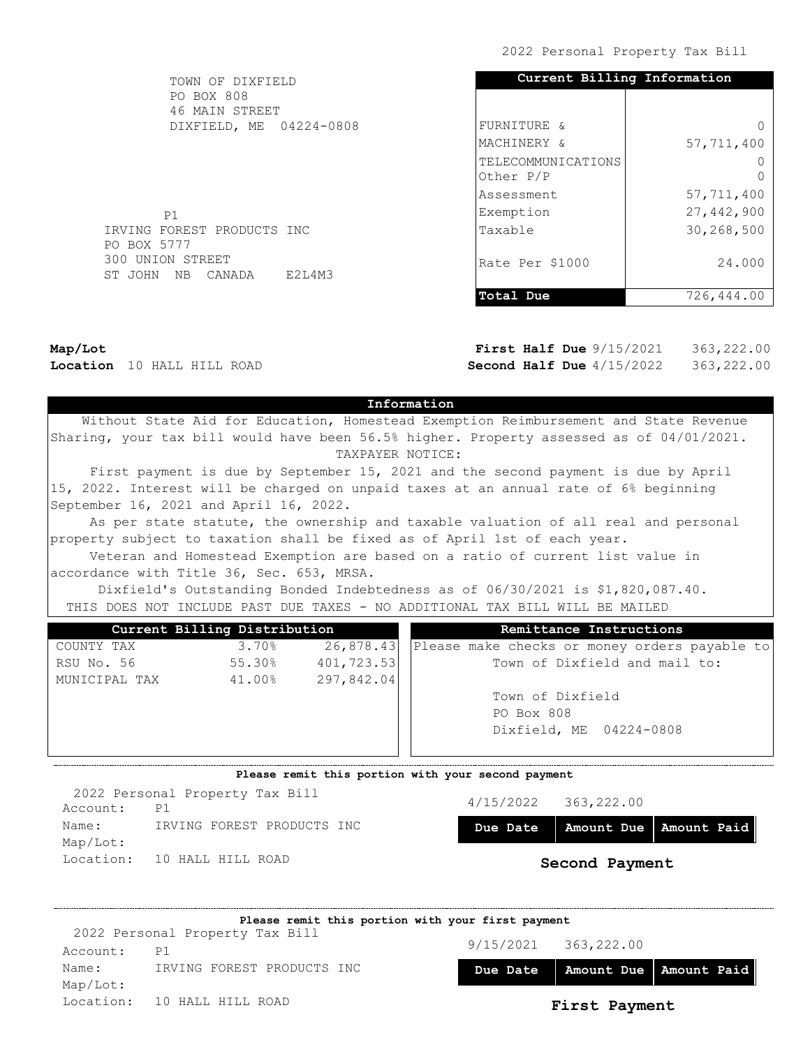2022 Personal Property Tax Bill

TOWN OF DIXFIELD
PO BOX 808
46 MAIN STREET
DIXFIELD, ME 04224-0808

| Current Billing Information | |
|---|---|
| FURNITURE & | 0 |
| MACHINERY & | 57,711,400 |
| TELECOMMUNICATIONS | 0 |
| Other P/P | 0 |
| Assessment | 57,711,400 |
| Exemption | 27,442,900 |
| Taxable | 30,268,500 |
| Rate Per $1000 | 24.000 |
| **Total Due** | 726,444.00 |

P1
IRVING FOREST PRODUCTS INC
PO BOX 5777
300 UNION STREET
ST JOHN NB CANADA E2L4M3

**Map/Lot**
**Location** 10 HALL HILL ROAD

**First Half Due** 9/15/2021 363,222.00
**Second Half Due** 4/15/2022 363,222.00

## Information

Without State Aid for Education, Homestead Exemption Reimbursement and State Revenue Sharing, your tax bill would have been 56.5% higher. Property assessed as of 04/01/2021.

TAXPAYER NOTICE:

First payment is due by September 15, 2021 and the second payment is due by April 15, 2022. Interest will be charged on unpaid taxes at an annual rate of 6% beginning September 16, 2021 and April 16, 2022.

As per state statute, the ownership and taxable valuation of all real and personal property subject to taxation shall be fixed as of April 1st of each year.

Veteran and Homestead Exemption are based on a ratio of current list value in accordance with Title 36, Sec. 653, MRSA.

Dixfield's Outstanding Bonded Indebtedness as of 06/30/2021 is $1,820,087.40.

THIS DOES NOT INCLUDE PAST DUE TAXES - NO ADDITIONAL TAX BILL WILL BE MAILED

| Current Billing Distribution | | |
|---|---|---|
| COUNTY TAX | 3.70% | 26,878.43 |
| RSU No. 56 | 55.30% | 401,723.53 |
| MUNICIPAL TAX | 41.00% | 297,842.04 |

**Remittance Instructions**

Please make checks or money orders payable to Town of Dixfield and mail to:

Town of Dixfield
PO Box 808
Dixfield, ME 04224-0808

---

**Please remit this portion with your second payment**

2022 Personal Property Tax Bill
Account: P1
Name: IRVING FOREST PRODUCTS INC
Map/Lot:
Location: 10 HALL HILL ROAD

| Due Date | Amount Due | Amount Paid |
|---|---|---|
| 4/15/2022 | 363,222.00 | |

**Second Payment**

---

**Please remit this portion with your first payment**

2022 Personal Property Tax Bill
Account: P1
Name: IRVING FOREST PRODUCTS INC
Map/Lot:
Location: 10 HALL HILL ROAD

| Due Date | Amount Due | Amount Paid |
|---|---|---|
| 9/15/2021 | 363,222.00 | |

**First Payment**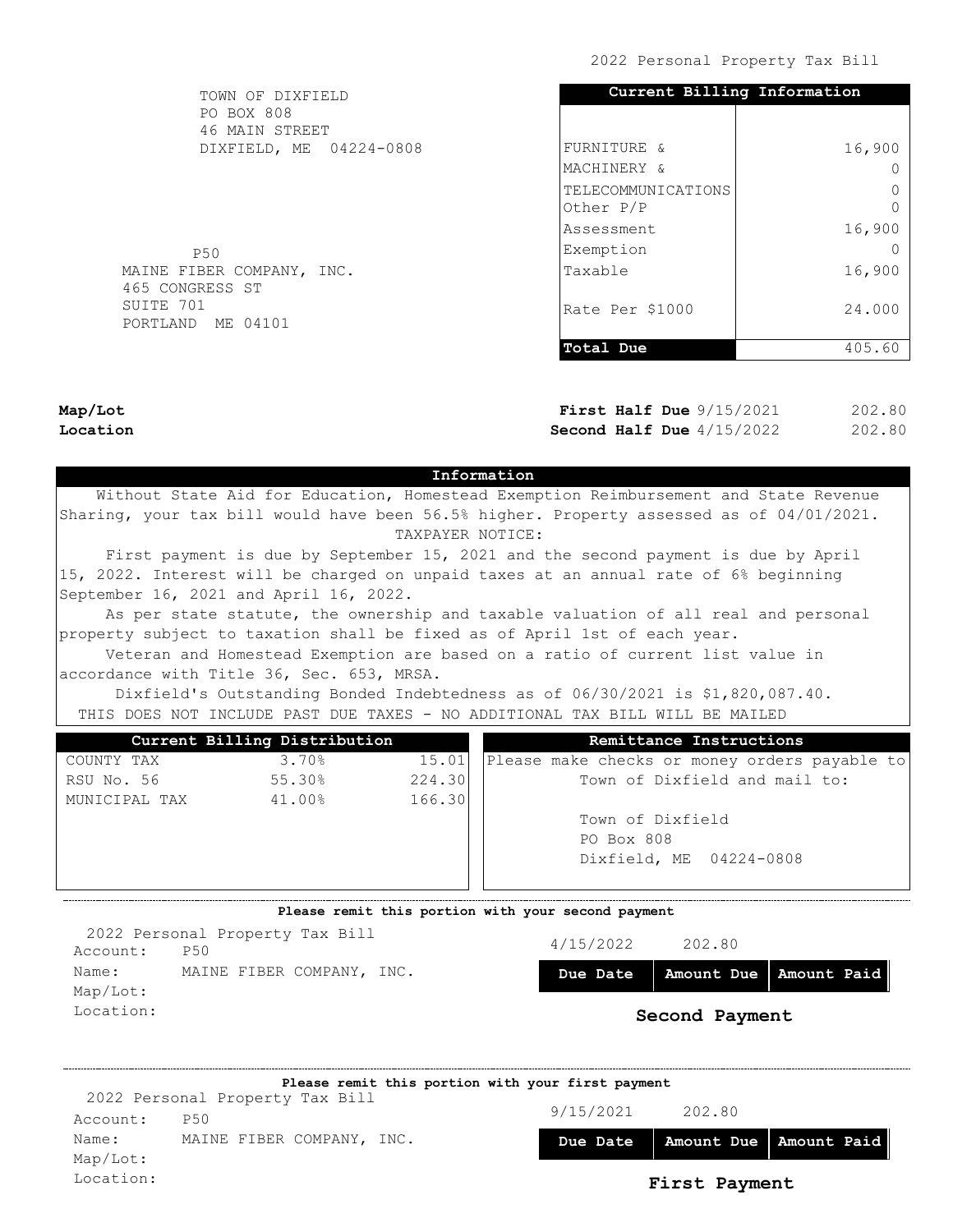2022 Personal Property Tax Bill

TOWN OF DIXFIELD
PO BOX 808
46 MAIN STREET
DIXFIELD, ME 04224-0808

P50
MAINE FIBER COMPANY, INC.
465 CONGRESS ST
SUITE 701
PORTLAND ME 04101

| Current Billing Information | |
|---|---|
| FURNITURE & | 16,900 |
| MACHINERY & | 0 |
| TELECOMMUNICATIONS | 0 |
| Other P/P | 0 |
| Assessment | 16,900 |
| Exemption | 0 |
| Taxable | 16,900 |
| Rate Per $1000 | 24.000 |
| **Total Due** | 405.60 |

**Map/Lot**
**Location**

**First Half Due** 9/15/2021 202.80
**Second Half Due** 4/15/2022 202.80

**Information**

Without State Aid for Education, Homestead Exemption Reimbursement and State Revenue Sharing, your tax bill would have been 56.5% higher. Property assessed as of 04/01/2021.

TAXPAYER NOTICE:

First payment is due by September 15, 2021 and the second payment is due by April 15, 2022. Interest will be charged on unpaid taxes at an annual rate of 6% beginning September 16, 2021 and April 16, 2022.

As per state statute, the ownership and taxable valuation of all real and personal property subject to taxation shall be fixed as of April 1st of each year.

Veteran and Homestead Exemption are based on a ratio of current list value in accordance with Title 36, Sec. 653, MRSA.

Dixfield's Outstanding Bonded Indebtedness as of 06/30/2021 is $1,820,087.40.

THIS DOES NOT INCLUDE PAST DUE TAXES - NO ADDITIONAL TAX BILL WILL BE MAILED

| Current Billing Distribution | | |
|---|---|---|
| COUNTY TAX | 3.70% | 15.01 |
| RSU No. 56 | 55.30% | 224.30 |
| MUNICIPAL TAX | 41.00% | 166.30 |

**Remittance Instructions**

Please make checks or money orders payable to Town of Dixfield and mail to:

Town of Dixfield
PO Box 808
Dixfield, ME 04224-0808

---

**Please remit this portion with your second payment**

2022 Personal Property Tax Bill
Account: P50
Name: MAINE FIBER COMPANY, INC.
Map/Lot:
Location:

| Due Date | Amount Due | Amount Paid |
|---|---|---|
| 4/15/2022 | 202.80 | |

**Second Payment**

---

**Please remit this portion with your first payment**

2022 Personal Property Tax Bill
Account: P50
Name: MAINE FIBER COMPANY, INC.
Map/Lot:
Location:

| Due Date | Amount Due | Amount Paid |
|---|---|---|
| 9/15/2021 | 202.80 | |

**First Payment**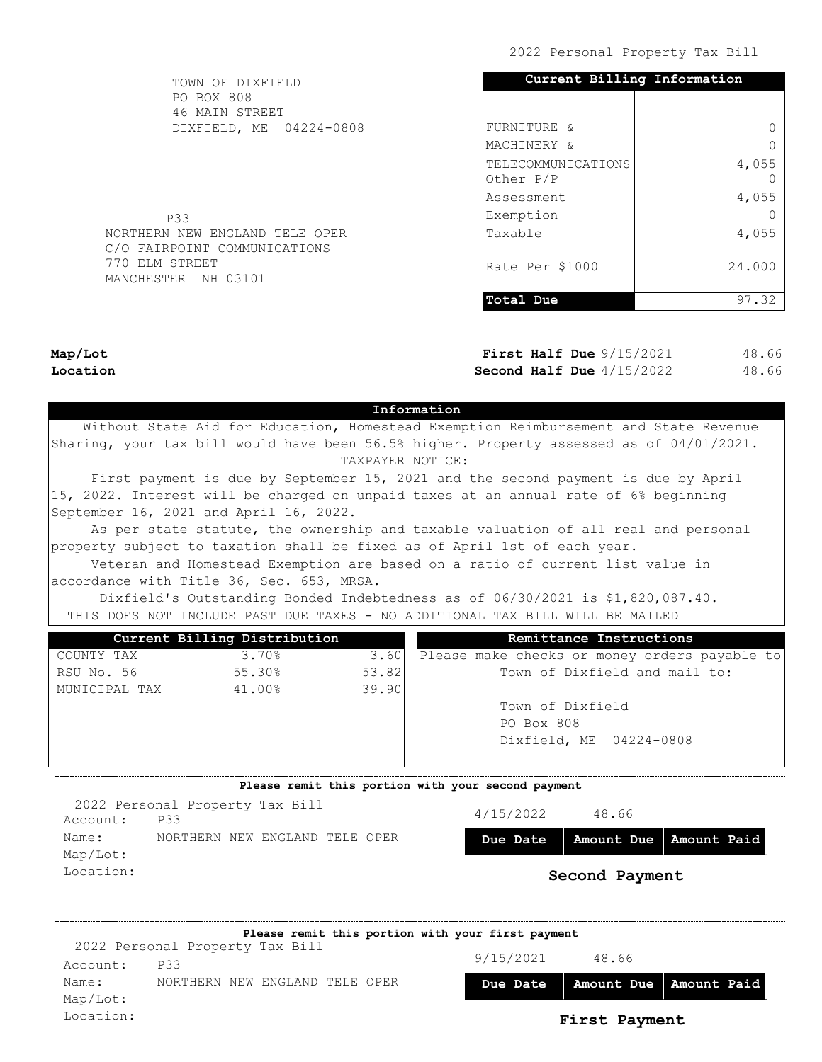2022 Personal Property Tax Bill

TOWN OF DIXFIELD
PO BOX 808
46 MAIN STREET
DIXFIELD, ME 04224-0808

| Current Billing Information | |
|---|---|
| FURNITURE & | 0 |
| MACHINERY & | 0 |
| TELECOMMUNICATIONS | 4,055 |
| Other P/P | 0 |
| Assessment | 4,055 |
| Exemption | 0 |
| Taxable | 4,055 |
| Rate Per $1000 | 24.000 |
| **Total Due** | 97.32 |

P33
NORTHERN NEW ENGLAND TELE OPER
C/O FAIRPOINT COMMUNICATIONS
770 ELM STREET
MANCHESTER NH 03101

**Map/Lot**
**Location**

**First Half Due** 9/15/2021 48.66
**Second Half Due** 4/15/2022 48.66

## Information

Without State Aid for Education, Homestead Exemption Reimbursement and State Revenue Sharing, your tax bill would have been 56.5% higher. Property assessed as of 04/01/2021.

TAXPAYER NOTICE:

First payment is due by September 15, 2021 and the second payment is due by April 15, 2022. Interest will be charged on unpaid taxes at an annual rate of 6% beginning September 16, 2021 and April 16, 2022.

As per state statute, the ownership and taxable valuation of all real and personal property subject to taxation shall be fixed as of April 1st of each year.

Veteran and Homestead Exemption are based on a ratio of current list value in accordance with Title 36, Sec. 653, MRSA.

Dixfield's Outstanding Bonded Indebtedness as of 06/30/2021 is $1,820,087.40.

THIS DOES NOT INCLUDE PAST DUE TAXES - NO ADDITIONAL TAX BILL WILL BE MAILED

| Current Billing Distribution | | |
|---|---|---|
| COUNTY TAX | 3.70% | 3.60 |
| RSU No. 56 | 55.30% | 53.82 |
| MUNICIPAL TAX | 41.00% | 39.90 |

**Remittance Instructions**

Please make checks or money orders payable to Town of Dixfield and mail to:

Town of Dixfield
PO Box 808
Dixfield, ME 04224-0808

---

**Please remit this portion with your second payment**

2022 Personal Property Tax Bill
Account: P33
Name: NORTHERN NEW ENGLAND TELE OPER
Map/Lot:
Location:

| Due Date | Amount Due | Amount Paid |
|---|---|---|
| 4/15/2022 | 48.66 | |

**Second Payment**

---

**Please remit this portion with your first payment**

2022 Personal Property Tax Bill
Account: P33
Name: NORTHERN NEW ENGLAND TELE OPER
Map/Lot:
Location:

| Due Date | Amount Due | Amount Paid |
|---|---|---|
| 9/15/2021 | 48.66 | |

**First Payment**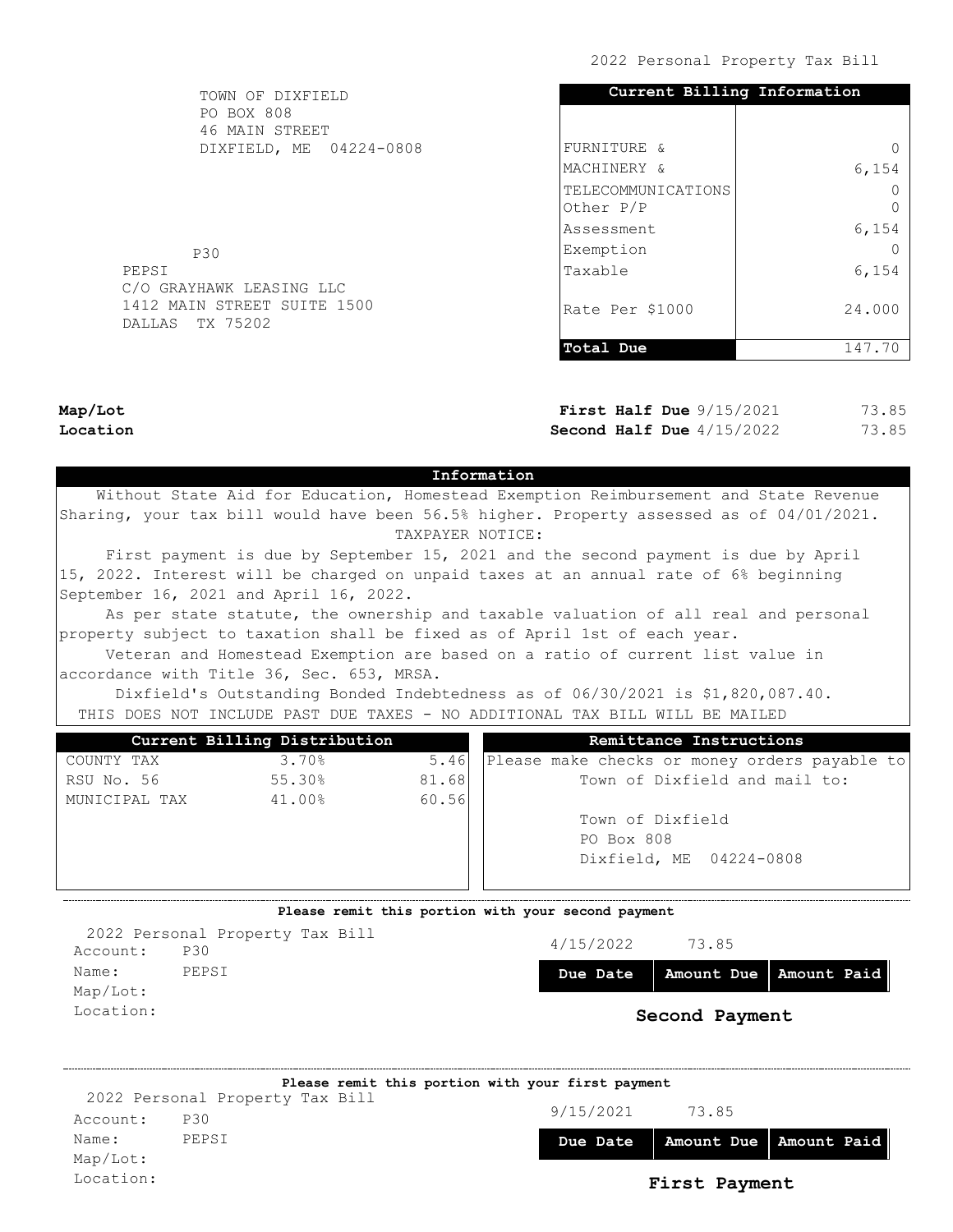2022 Personal Property Tax Bill

TOWN OF DIXFIELD
PO BOX 808
46 MAIN STREET
DIXFIELD, ME 04224-0808

| Current Billing Information | |
|---|---|
| FURNITURE & | 0 |
| MACHINERY & | 6,154 |
| TELECOMMUNICATIONS | 0 |
| Other P/P | 0 |
| Assessment | 6,154 |
| Exemption | 0 |
| Taxable | 6,154 |
| Rate Per $1000 | 24.000 |
| **Total Due** | 147.70 |

P30
PEPSI
C/O GRAYHAWK LEASING LLC
1412 MAIN STREET SUITE 1500
DALLAS TX 75202

**Map/Lot**
**Location**

**First Half Due** 9/15/2021 73.85
**Second Half Due** 4/15/2022 73.85

## Information

Without State Aid for Education, Homestead Exemption Reimbursement and State Revenue Sharing, your tax bill would have been 56.5% higher. Property assessed as of 04/01/2021.

TAXPAYER NOTICE:

First payment is due by September 15, 2021 and the second payment is due by April 15, 2022. Interest will be charged on unpaid taxes at an annual rate of 6% beginning September 16, 2021 and April 16, 2022.

As per state statute, the ownership and taxable valuation of all real and personal property subject to taxation shall be fixed as of April 1st of each year.

Veteran and Homestead Exemption are based on a ratio of current list value in accordance with Title 36, Sec. 653, MRSA.

Dixfield's Outstanding Bonded Indebtedness as of 06/30/2021 is $1,820,087.40.

THIS DOES NOT INCLUDE PAST DUE TAXES - NO ADDITIONAL TAX BILL WILL BE MAILED

| Current Billing Distribution | | |
|---|---|---|
| COUNTY TAX | 3.70% | 5.46 |
| RSU No. 56 | 55.30% | 81.68 |
| MUNICIPAL TAX | 41.00% | 60.56 |

## Remittance Instructions

Please make checks or money orders payable to Town of Dixfield and mail to:

Town of Dixfield
PO Box 808
Dixfield, ME 04224-0808

---

**Please remit this portion with your second payment**

2022 Personal Property Tax Bill
Account: P30
Name: PEPSI
Map/Lot:
Location:

| Due Date | Amount Due | Amount Paid |
|---|---|---|
| 4/15/2022 | 73.85 | |

**Second Payment**

---

**Please remit this portion with your first payment**

2022 Personal Property Tax Bill
Account: P30
Name: PEPSI
Map/Lot:
Location:

| Due Date | Amount Due | Amount Paid |
|---|---|---|
| 9/15/2021 | 73.85 | |

**First Payment**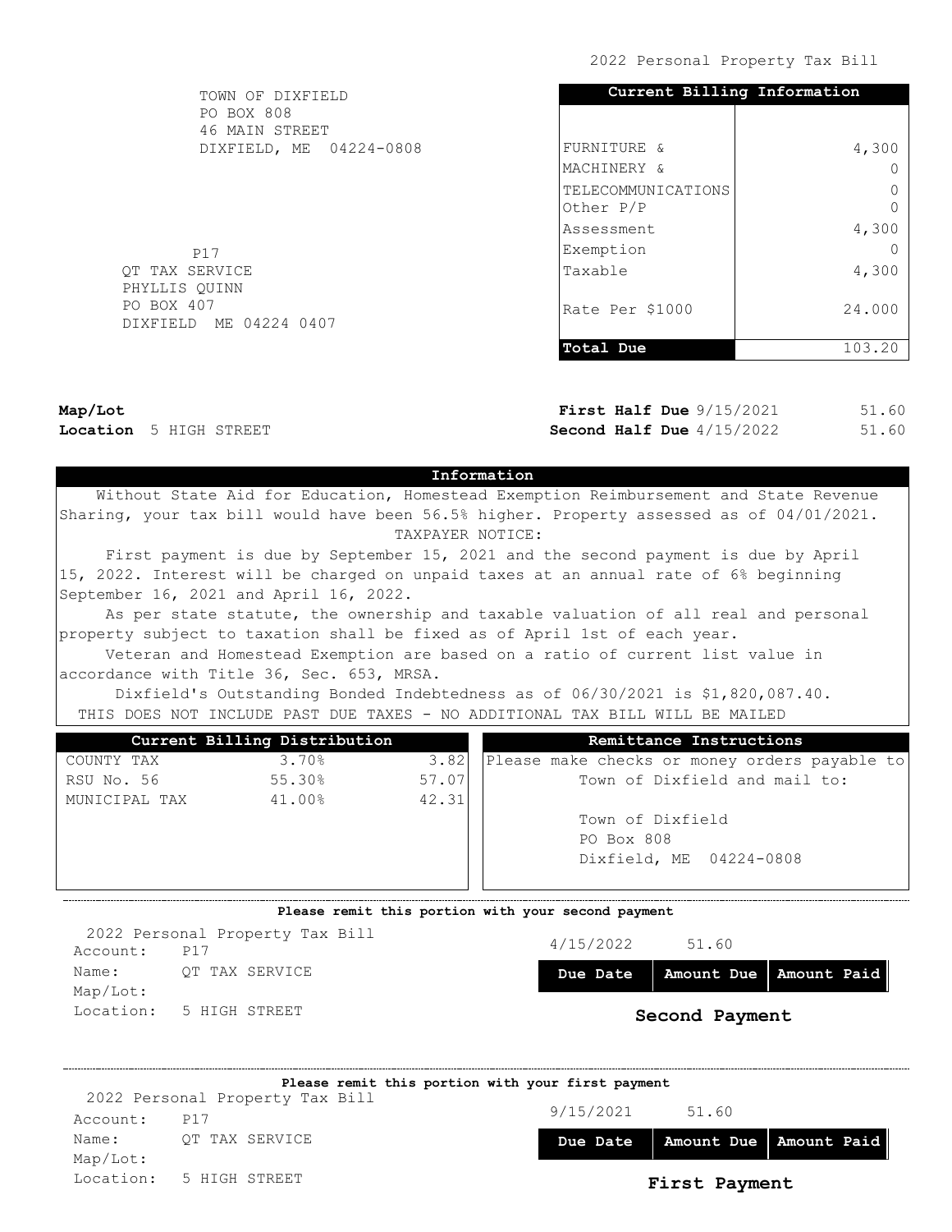2022 Personal Property Tax Bill

TOWN OF DIXFIELD
PO BOX 808
46 MAIN STREET
DIXFIELD, ME 04224-0808

P17
QT TAX SERVICE
PHYLLIS QUINN
PO BOX 407
DIXFIELD ME 04224 0407

| Current Billing Information | |
|---|---|
| FURNITURE & | 4,300 |
| MACHINERY & | 0 |
| TELECOMMUNICATIONS | 0 |
| Other P/P | 0 |
| Assessment | 4,300 |
| Exemption | 0 |
| Taxable | 4,300 |
| Rate Per $1000 | 24.000 |
| **Total Due** | 103.20 |

**Map/Lot**
**Location** 5 HIGH STREET

**First Half Due** 9/15/2021 51.60
**Second Half Due** 4/15/2022 51.60

## Information

Without State Aid for Education, Homestead Exemption Reimbursement and State Revenue Sharing, your tax bill would have been 56.5% higher. Property assessed as of 04/01/2021.

TAXPAYER NOTICE:

First payment is due by September 15, 2021 and the second payment is due by April 15, 2022. Interest will be charged on unpaid taxes at an annual rate of 6% beginning September 16, 2021 and April 16, 2022.

As per state statute, the ownership and taxable valuation of all real and personal property subject to taxation shall be fixed as of April 1st of each year.

Veteran and Homestead Exemption are based on a ratio of current list value in accordance with Title 36, Sec. 653, MRSA.

Dixfield's Outstanding Bonded Indebtedness as of 06/30/2021 is $1,820,087.40.

THIS DOES NOT INCLUDE PAST DUE TAXES - NO ADDITIONAL TAX BILL WILL BE MAILED

| Current Billing Distribution | | |
|---|---|---|
| COUNTY TAX | 3.70% | 3.82 |
| RSU No. 56 | 55.30% | 57.07 |
| MUNICIPAL TAX | 41.00% | 42.31 |

## Remittance Instructions

Please make checks or money orders payable to Town of Dixfield and mail to:

Town of Dixfield
PO Box 808
Dixfield, ME 04224-0808

---

**Please remit this portion with your second payment**

2022 Personal Property Tax Bill
Account: P17
Name: QT TAX SERVICE
Map/Lot:
Location: 5 HIGH STREET

| Due Date | Amount Due | Amount Paid |
|---|---|---|
| 4/15/2022 | 51.60 | |

**Second Payment**

---

**Please remit this portion with your first payment**

2022 Personal Property Tax Bill
Account: P17
Name: QT TAX SERVICE
Map/Lot:
Location: 5 HIGH STREET

| Due Date | Amount Due | Amount Paid |
|---|---|---|
| 9/15/2021 | 51.60 | |

**First Payment**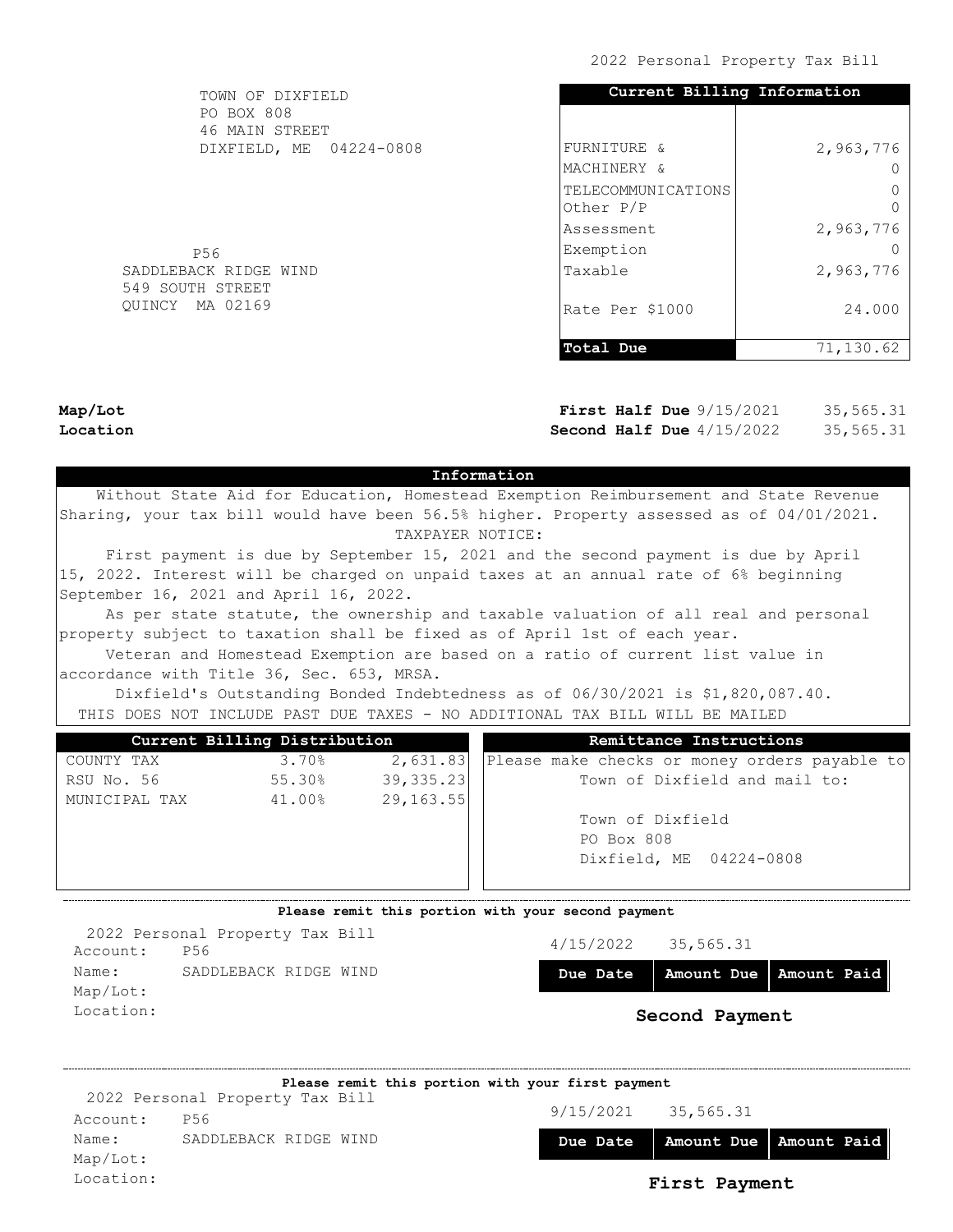2022 Personal Property Tax Bill

TOWN OF DIXFIELD
PO BOX 808
46 MAIN STREET
DIXFIELD, ME 04224-0808

| Current Billing Information | |
|---|---|
| FURNITURE & | 2,963,776 |
| MACHINERY & | 0 |
| TELECOMMUNICATIONS | 0 |
| Other P/P | 0 |
| Assessment | 2,963,776 |
| Exemption | 0 |
| Taxable | 2,963,776 |
| Rate Per $1000 | 24.000 |
| **Total Due** | 71,130.62 |

P56
SADDLEBACK RIDGE WIND
549 SOUTH STREET
QUINCY MA 02169

**Map/Lot**
**Location**

**First Half Due** 9/15/2021 35,565.31
**Second Half Due** 4/15/2022 35,565.31

## Information

Without State Aid for Education, Homestead Exemption Reimbursement and State Revenue Sharing, your tax bill would have been 56.5% higher. Property assessed as of 04/01/2021.

TAXPAYER NOTICE:

First payment is due by September 15, 2021 and the second payment is due by April 15, 2022. Interest will be charged on unpaid taxes at an annual rate of 6% beginning September 16, 2021 and April 16, 2022.

As per state statute, the ownership and taxable valuation of all real and personal property subject to taxation shall be fixed as of April 1st of each year.

Veteran and Homestead Exemption are based on a ratio of current list value in accordance with Title 36, Sec. 653, MRSA.

Dixfield's Outstanding Bonded Indebtedness as of 06/30/2021 is $1,820,087.40.

THIS DOES NOT INCLUDE PAST DUE TAXES - NO ADDITIONAL TAX BILL WILL BE MAILED

| Current Billing Distribution | | |
|---|---|---|
| COUNTY TAX | 3.70% | 2,631.83 |
| RSU No. 56 | 55.30% | 39,335.23 |
| MUNICIPAL TAX | 41.00% | 29,163.55 |

**Remittance Instructions**

Please make checks or money orders payable to Town of Dixfield and mail to:

Town of Dixfield
PO Box 808
Dixfield, ME 04224-0808

---

**Please remit this portion with your second payment**

2022 Personal Property Tax Bill
Account: P56
Name: SADDLEBACK RIDGE WIND
Map/Lot:
Location:

| Due Date | Amount Due | Amount Paid |
|---|---|---|
| 4/15/2022 | 35,565.31 | |

**Second Payment**

---

**Please remit this portion with your first payment**

2022 Personal Property Tax Bill
Account: P56
Name: SADDLEBACK RIDGE WIND
Map/Lot:
Location:

| Due Date | Amount Due | Amount Paid |
|---|---|---|
| 9/15/2021 | 35,565.31 | |

**First Payment**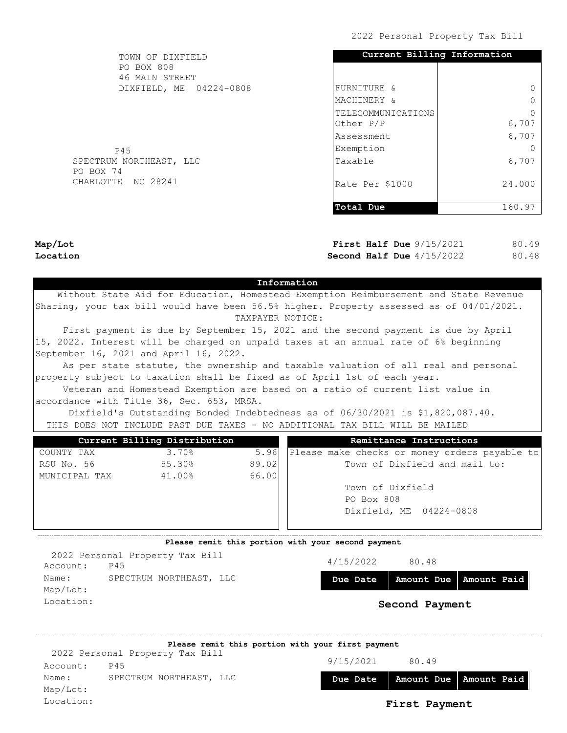2022 Personal Property Tax Bill

TOWN OF DIXFIELD
PO BOX 808
46 MAIN STREET
DIXFIELD, ME 04224-0808

| Current Billing Information | |
|---|---|
| FURNITURE & | 0 |
| MACHINERY & | 0 |
| TELECOMMUNICATIONS | 0 |
| Other P/P | 6,707 |
| Assessment | 6,707 |
| Exemption | 0 |
| Taxable | 6,707 |
| Rate Per $1000 | 24.000 |
| **Total Due** | 160.97 |

P45
SPECTRUM NORTHEAST, LLC
PO BOX 74
CHARLOTTE NC 28241

**Map/Lot**
**Location**

**First Half Due** 9/15/2021 80.49
**Second Half Due** 4/15/2022 80.48

## Information

Without State Aid for Education, Homestead Exemption Reimbursement and State Revenue Sharing, your tax bill would have been 56.5% higher. Property assessed as of 04/01/2021.

TAXPAYER NOTICE:

First payment is due by September 15, 2021 and the second payment is due by April 15, 2022. Interest will be charged on unpaid taxes at an annual rate of 6% beginning September 16, 2021 and April 16, 2022.

As per state statute, the ownership and taxable valuation of all real and personal property subject to taxation shall be fixed as of April 1st of each year.

Veteran and Homestead Exemption are based on a ratio of current list value in accordance with Title 36, Sec. 653, MRSA.

Dixfield's Outstanding Bonded Indebtedness as of 06/30/2021 is $1,820,087.40.

THIS DOES NOT INCLUDE PAST DUE TAXES - NO ADDITIONAL TAX BILL WILL BE MAILED

| Current Billing Distribution | | |
|---|---|---|
| COUNTY TAX | 3.70% | 5.96 |
| RSU No. 56 | 55.30% | 89.02 |
| MUNICIPAL TAX | 41.00% | 66.00 |

**Remittance Instructions**

Please make checks or money orders payable to Town of Dixfield and mail to:

Town of Dixfield
PO Box 808
Dixfield, ME 04224-0808

---

**Please remit this portion with your second payment**

2022 Personal Property Tax Bill
Account: P45
Name: SPECTRUM NORTHEAST, LLC
Map/Lot:
Location:

| Due Date | Amount Due | Amount Paid |
|---|---|---|
| 4/15/2022 | 80.48 | |

**Second Payment**

---

**Please remit this portion with your first payment**

2022 Personal Property Tax Bill
Account: P45
Name: SPECTRUM NORTHEAST, LLC
Map/Lot:
Location:

| Due Date | Amount Due | Amount Paid |
|---|---|---|
| 9/15/2021 | 80.49 | |

**First Payment**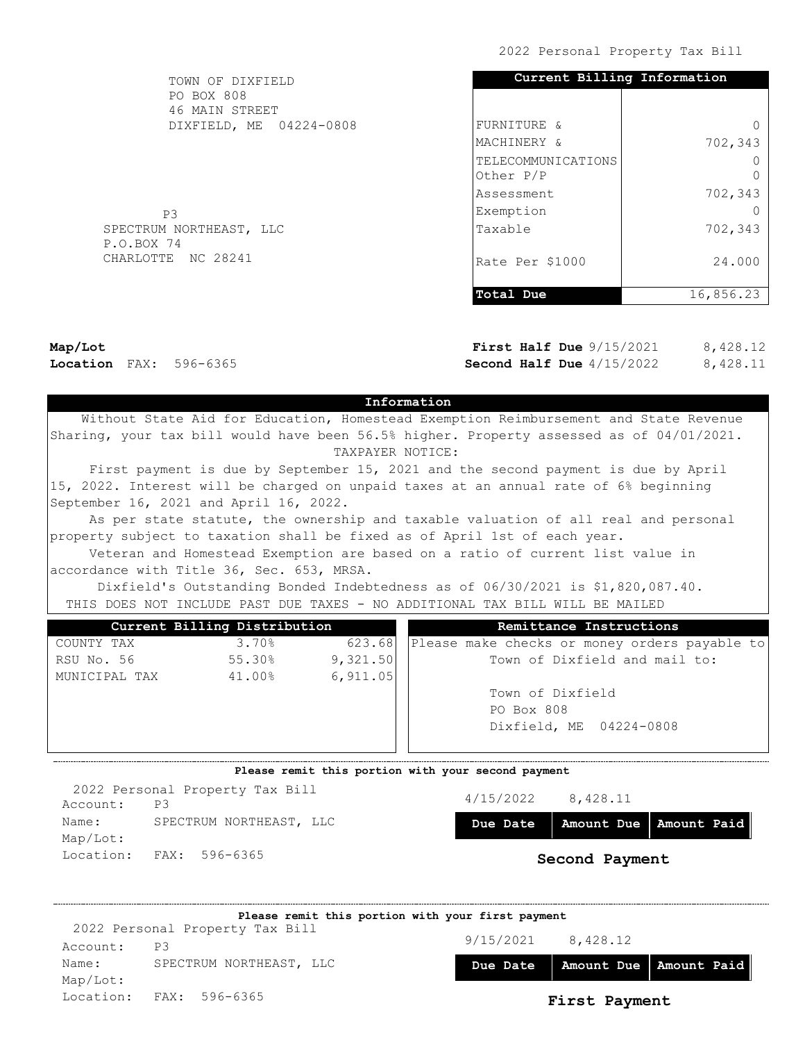2022 Personal Property Tax Bill

TOWN OF DIXFIELD
PO BOX 808
46 MAIN STREET
DIXFIELD, ME 04224-0808

P3
SPECTRUM NORTHEAST, LLC
P.O.BOX 74
CHARLOTTE NC 28241

| Current Billing Information | |
|---|---|
| FURNITURE & | 0 |
| MACHINERY & | 702,343 |
| TELECOMMUNICATIONS | 0 |
| Other P/P | 0 |
| Assessment | 702,343 |
| Exemption | 0 |
| Taxable | 702,343 |
| Rate Per $1000 | 24.000 |
| **Total Due** | 16,856.23 |

**Map/Lot**
**Location** FAX: 596-6365

**First Half Due** 9/15/2021 8,428.12
**Second Half Due** 4/15/2022 8,428.11

## Information

Without State Aid for Education, Homestead Exemption Reimbursement and State Revenue Sharing, your tax bill would have been 56.5% higher. Property assessed as of 04/01/2021.

TAXPAYER NOTICE:

First payment is due by September 15, 2021 and the second payment is due by April 15, 2022. Interest will be charged on unpaid taxes at an annual rate of 6% beginning September 16, 2021 and April 16, 2022.

As per state statute, the ownership and taxable valuation of all real and personal property subject to taxation shall be fixed as of April 1st of each year.

Veteran and Homestead Exemption are based on a ratio of current list value in accordance with Title 36, Sec. 653, MRSA.

Dixfield's Outstanding Bonded Indebtedness as of 06/30/2021 is $1,820,087.40.

THIS DOES NOT INCLUDE PAST DUE TAXES - NO ADDITIONAL TAX BILL WILL BE MAILED

| Current Billing Distribution | | |
|---|---|---|
| COUNTY TAX | 3.70% | 623.68 |
| RSU No. 56 | 55.30% | 9,321.50 |
| MUNICIPAL TAX | 41.00% | 6,911.05 |

**Remittance Instructions**

Please make checks or money orders payable to Town of Dixfield and mail to:

Town of Dixfield
PO Box 808
Dixfield, ME 04224-0808

---

**Please remit this portion with your second payment**

2022 Personal Property Tax Bill
Account: P3
Name: SPECTRUM NORTHEAST, LLC
Map/Lot:
Location: FAX: 596-6365

| Due Date | Amount Due | Amount Paid |
|---|---|---|
| 4/15/2022 | 8,428.11 | |

**Second Payment**

---

**Please remit this portion with your first payment**

2022 Personal Property Tax Bill
Account: P3
Name: SPECTRUM NORTHEAST, LLC
Map/Lot:
Location: FAX: 596-6365

| Due Date | Amount Due | Amount Paid |
|---|---|---|
| 9/15/2021 | 8,428.12 | |

**First Payment**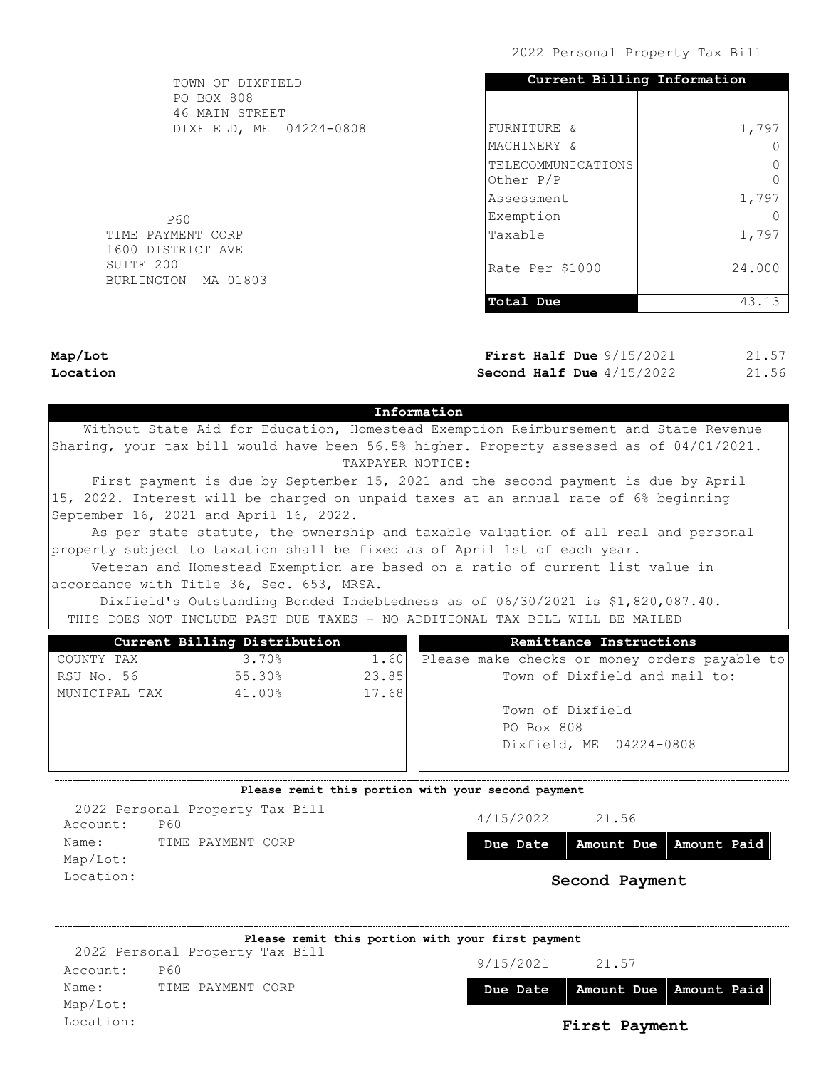2022 Personal Property Tax Bill

TOWN OF DIXFIELD
PO BOX 808
46 MAIN STREET
DIXFIELD, ME 04224-0808

P60
TIME PAYMENT CORP
1600 DISTRICT AVE
SUITE 200
BURLINGTON MA 01803

| Current Billing Information | |
|---|---|
| FURNITURE & | 1,797 |
| MACHINERY & | 0 |
| TELECOMMUNICATIONS | 0 |
| Other P/P | 0 |
| Assessment | 1,797 |
| Exemption | 0 |
| Taxable | 1,797 |
| Rate Per $1000 | 24.000 |
| **Total Due** | 43.13 |

**Map/Lot**
**Location**

**First Half Due** 9/15/2021 21.57
**Second Half Due** 4/15/2022 21.56

## Information

Without State Aid for Education, Homestead Exemption Reimbursement and State Revenue Sharing, your tax bill would have been 56.5% higher. Property assessed as of 04/01/2021.

TAXPAYER NOTICE:

First payment is due by September 15, 2021 and the second payment is due by April 15, 2022. Interest will be charged on unpaid taxes at an annual rate of 6% beginning September 16, 2021 and April 16, 2022.

As per state statute, the ownership and taxable valuation of all real and personal property subject to taxation shall be fixed as of April 1st of each year.

Veteran and Homestead Exemption are based on a ratio of current list value in accordance with Title 36, Sec. 653, MRSA.

Dixfield's Outstanding Bonded Indebtedness as of 06/30/2021 is $1,820,087.40.

THIS DOES NOT INCLUDE PAST DUE TAXES - NO ADDITIONAL TAX BILL WILL BE MAILED

| Current Billing Distribution | | |
|---|---|---|
| COUNTY TAX | 3.70% | 1.60 |
| RSU No. 56 | 55.30% | 23.85 |
| MUNICIPAL TAX | 41.00% | 17.68 |

**Remittance Instructions**

Please make checks or money orders payable to Town of Dixfield and mail to:

Town of Dixfield
PO Box 808
Dixfield, ME 04224-0808

---

**Please remit this portion with your second payment**

2022 Personal Property Tax Bill
Account: P60
Name: TIME PAYMENT CORP
Map/Lot:
Location:

| Due Date | Amount Due | Amount Paid |
|---|---|---|
| 4/15/2022 | 21.56 | |

**Second Payment**

---

**Please remit this portion with your first payment**

2022 Personal Property Tax Bill
Account: P60
Name: TIME PAYMENT CORP
Map/Lot:
Location:

| Due Date | Amount Due | Amount Paid |
|---|---|---|
| 9/15/2021 | 21.57 | |

**First Payment**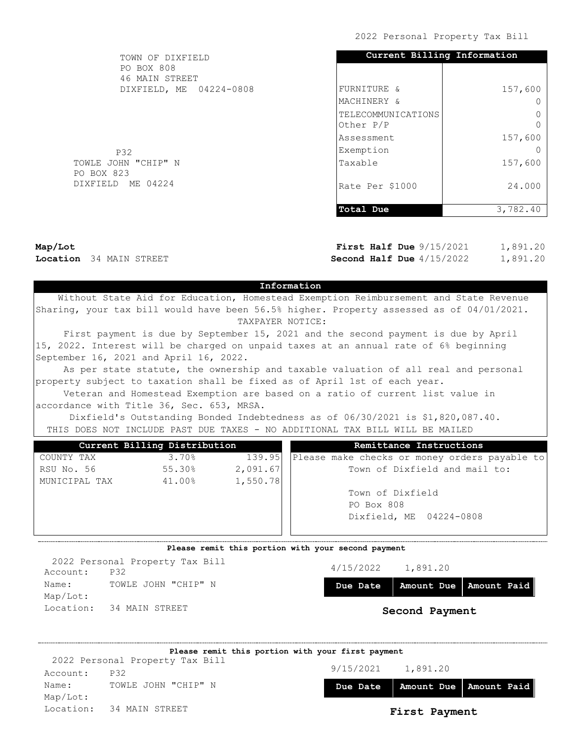2022 Personal Property Tax Bill

TOWN OF DIXFIELD
PO BOX 808
46 MAIN STREET
DIXFIELD, ME 04224-0808

| Current Billing Information | |
|---|---|
| FURNITURE & | 157,600 |
| MACHINERY & | 0 |
| TELECOMMUNICATIONS | 0 |
| Other P/P | 0 |
| Assessment | 157,600 |
| Exemption | 0 |
| Taxable | 157,600 |
| Rate Per $1000 | 24.000 |
| **Total Due** | 3,782.40 |

P32
TOWLE JOHN "CHIP" N
PO BOX 823
DIXFIELD ME 04224

**Map/Lot**
**Location** 34 MAIN STREET

**First Half Due** 9/15/2021 1,891.20
**Second Half Due** 4/15/2022 1,891.20

## Information

Without State Aid for Education, Homestead Exemption Reimbursement and State Revenue Sharing, your tax bill would have been 56.5% higher. Property assessed as of 04/01/2021.

TAXPAYER NOTICE:

First payment is due by September 15, 2021 and the second payment is due by April 15, 2022. Interest will be charged on unpaid taxes at an annual rate of 6% beginning September 16, 2021 and April 16, 2022.

As per state statute, the ownership and taxable valuation of all real and personal property subject to taxation shall be fixed as of April 1st of each year.

Veteran and Homestead Exemption are based on a ratio of current list value in accordance with Title 36, Sec. 653, MRSA.

Dixfield's Outstanding Bonded Indebtedness as of 06/30/2021 is $1,820,087.40.

THIS DOES NOT INCLUDE PAST DUE TAXES - NO ADDITIONAL TAX BILL WILL BE MAILED

| Current Billing Distribution | | |
|---|---|---|
| COUNTY TAX | 3.70% | 139.95 |
| RSU No. 56 | 55.30% | 2,091.67 |
| MUNICIPAL TAX | 41.00% | 1,550.78 |

**Remittance Instructions**

Please make checks or money orders payable to Town of Dixfield and mail to:

Town of Dixfield
PO Box 808
Dixfield, ME 04224-0808

---

**Please remit this portion with your second payment**

2022 Personal Property Tax Bill
Account: P32
Name: TOWLE JOHN "CHIP" N
Map/Lot:
Location: 34 MAIN STREET

| Due Date | Amount Due | Amount Paid |
|---|---|---|
| 4/15/2022 | 1,891.20 | |

**Second Payment**

---

**Please remit this portion with your first payment**

2022 Personal Property Tax Bill
Account: P32
Name: TOWLE JOHN "CHIP" N
Map/Lot:
Location: 34 MAIN STREET

| Due Date | Amount Due | Amount Paid |
|---|---|---|
| 9/15/2021 | 1,891.20 | |

**First Payment**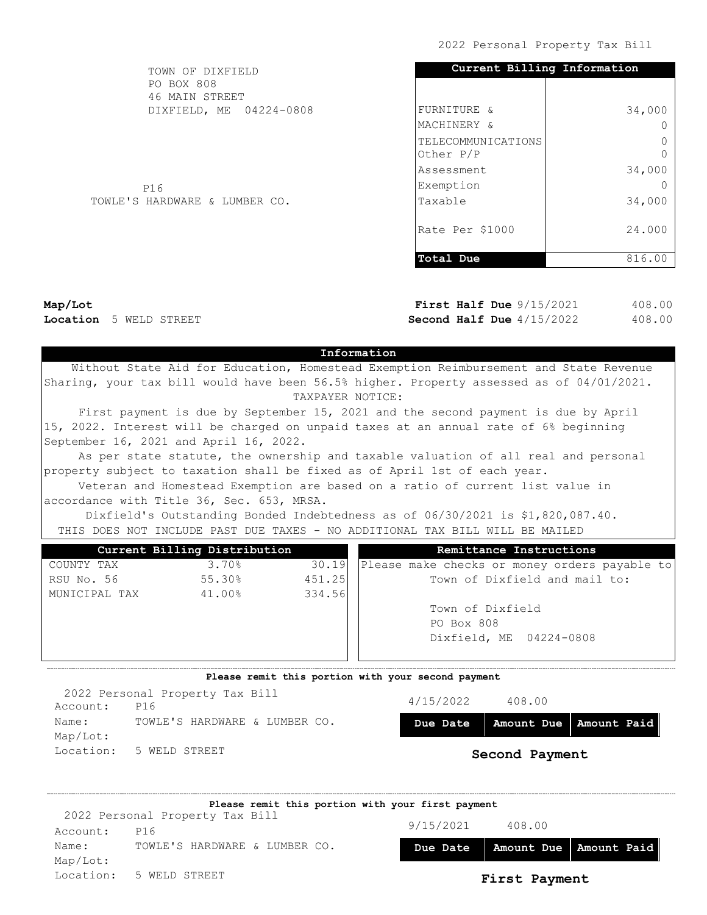2022 Personal Property Tax Bill

TOWN OF DIXFIELD
PO BOX 808
46 MAIN STREET
DIXFIELD, ME 04224-0808

P16
TOWLE'S HARDWARE & LUMBER CO.

| Current Billing Information | |
|---|---|
| FURNITURE & | 34,000 |
| MACHINERY & | 0 |
| TELECOMMUNICATIONS | 0 |
| Other P/P | 0 |
| Assessment | 34,000 |
| Exemption | 0 |
| Taxable | 34,000 |
| Rate Per $1000 | 24.000 |
| **Total Due** | 816.00 |

**Map/Lot**
**Location** 5 WELD STREET

**First Half Due** 9/15/2021 408.00
**Second Half Due** 4/15/2022 408.00

## Information

Without State Aid for Education, Homestead Exemption Reimbursement and State Revenue Sharing, your tax bill would have been 56.5% higher. Property assessed as of 04/01/2021.

TAXPAYER NOTICE:

First payment is due by September 15, 2021 and the second payment is due by April 15, 2022. Interest will be charged on unpaid taxes at an annual rate of 6% beginning September 16, 2021 and April 16, 2022.

As per state statute, the ownership and taxable valuation of all real and personal property subject to taxation shall be fixed as of April 1st of each year.

Veteran and Homestead Exemption are based on a ratio of current list value in accordance with Title 36, Sec. 653, MRSA.

Dixfield's Outstanding Bonded Indebtedness as of 06/30/2021 is $1,820,087.40.

THIS DOES NOT INCLUDE PAST DUE TAXES - NO ADDITIONAL TAX BILL WILL BE MAILED

| Current Billing Distribution | | |
|---|---|---|
| COUNTY TAX | 3.70% | 30.19 |
| RSU No. 56 | 55.30% | 451.25 |
| MUNICIPAL TAX | 41.00% | 334.56 |

**Remittance Instructions**

Please make checks or money orders payable to Town of Dixfield and mail to:

Town of Dixfield
PO Box 808
Dixfield, ME 04224-0808

---

**Please remit this portion with your second payment**

2022 Personal Property Tax Bill
Account: P16
Name: TOWLE'S HARDWARE & LUMBER CO.
Map/Lot:
Location: 5 WELD STREET

| Due Date | Amount Due | Amount Paid |
|---|---|---|
| 4/15/2022 | 408.00 | |

**Second Payment**

---

**Please remit this portion with your first payment**

2022 Personal Property Tax Bill
Account: P16
Name: TOWLE'S HARDWARE & LUMBER CO.
Map/Lot:
Location: 5 WELD STREET

| Due Date | Amount Due | Amount Paid |
|---|---|---|
| 9/15/2021 | 408.00 | |

**First Payment**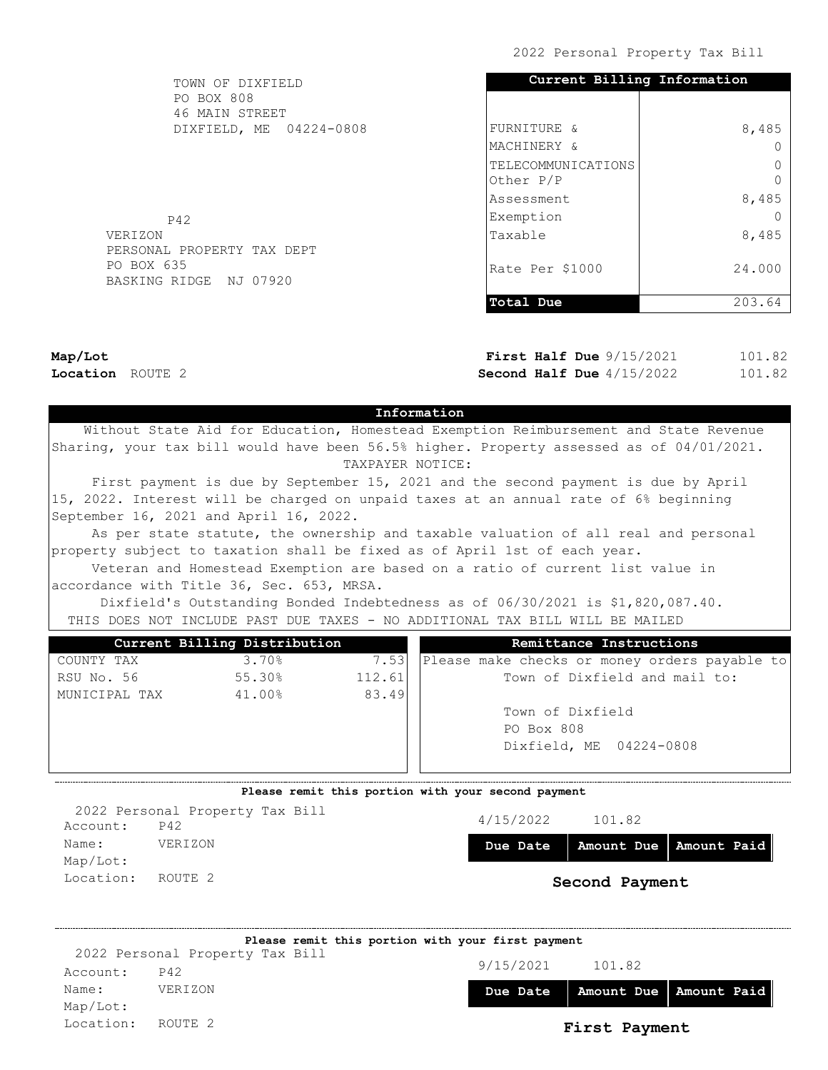2022 Personal Property Tax Bill

TOWN OF DIXFIELD
PO BOX 808
46 MAIN STREET
DIXFIELD, ME 04224-0808

P42
VERIZON
PERSONAL PROPERTY TAX DEPT
PO BOX 635
BASKING RIDGE NJ 07920

| Current Billing Information | |
|---|---|
| FURNITURE & | 8,485 |
| MACHINERY & | 0 |
| TELECOMMUNICATIONS | 0 |
| Other P/P | 0 |
| Assessment | 8,485 |
| Exemption | 0 |
| Taxable | 8,485 |
| Rate Per $1000 | 24.000 |
| **Total Due** | 203.64 |

**Map/Lot**
**Location** ROUTE 2

**First Half Due** 9/15/2021 101.82
**Second Half Due** 4/15/2022 101.82

## Information

Without State Aid for Education, Homestead Exemption Reimbursement and State Revenue Sharing, your tax bill would have been 56.5% higher. Property assessed as of 04/01/2021.

TAXPAYER NOTICE:

First payment is due by September 15, 2021 and the second payment is due by April 15, 2022. Interest will be charged on unpaid taxes at an annual rate of 6% beginning September 16, 2021 and April 16, 2022.

As per state statute, the ownership and taxable valuation of all real and personal property subject to taxation shall be fixed as of April 1st of each year.

Veteran and Homestead Exemption are based on a ratio of current list value in accordance with Title 36, Sec. 653, MRSA.

Dixfield's Outstanding Bonded Indebtedness as of 06/30/2021 is $1,820,087.40.

THIS DOES NOT INCLUDE PAST DUE TAXES - NO ADDITIONAL TAX BILL WILL BE MAILED

| Current Billing Distribution | | |
|---|---|---|
| COUNTY TAX | 3.70% | 7.53 |
| RSU No. 56 | 55.30% | 112.61 |
| MUNICIPAL TAX | 41.00% | 83.49 |

## Remittance Instructions

Please make checks or money orders payable to Town of Dixfield and mail to:

Town of Dixfield
PO Box 808
Dixfield, ME 04224-0808

---

**Please remit this portion with your second payment**

2022 Personal Property Tax Bill
Account: P42
Name: VERIZON
Map/Lot:
Location: ROUTE 2

| Due Date | Amount Due | Amount Paid |
|---|---|---|
| 4/15/2022 | 101.82 | |

**Second Payment**

---

**Please remit this portion with your first payment**

2022 Personal Property Tax Bill
Account: P42
Name: VERIZON
Map/Lot:
Location: ROUTE 2

| Due Date | Amount Due | Amount Paid |
|---|---|---|
| 9/15/2021 | 101.82 | |

**First Payment**